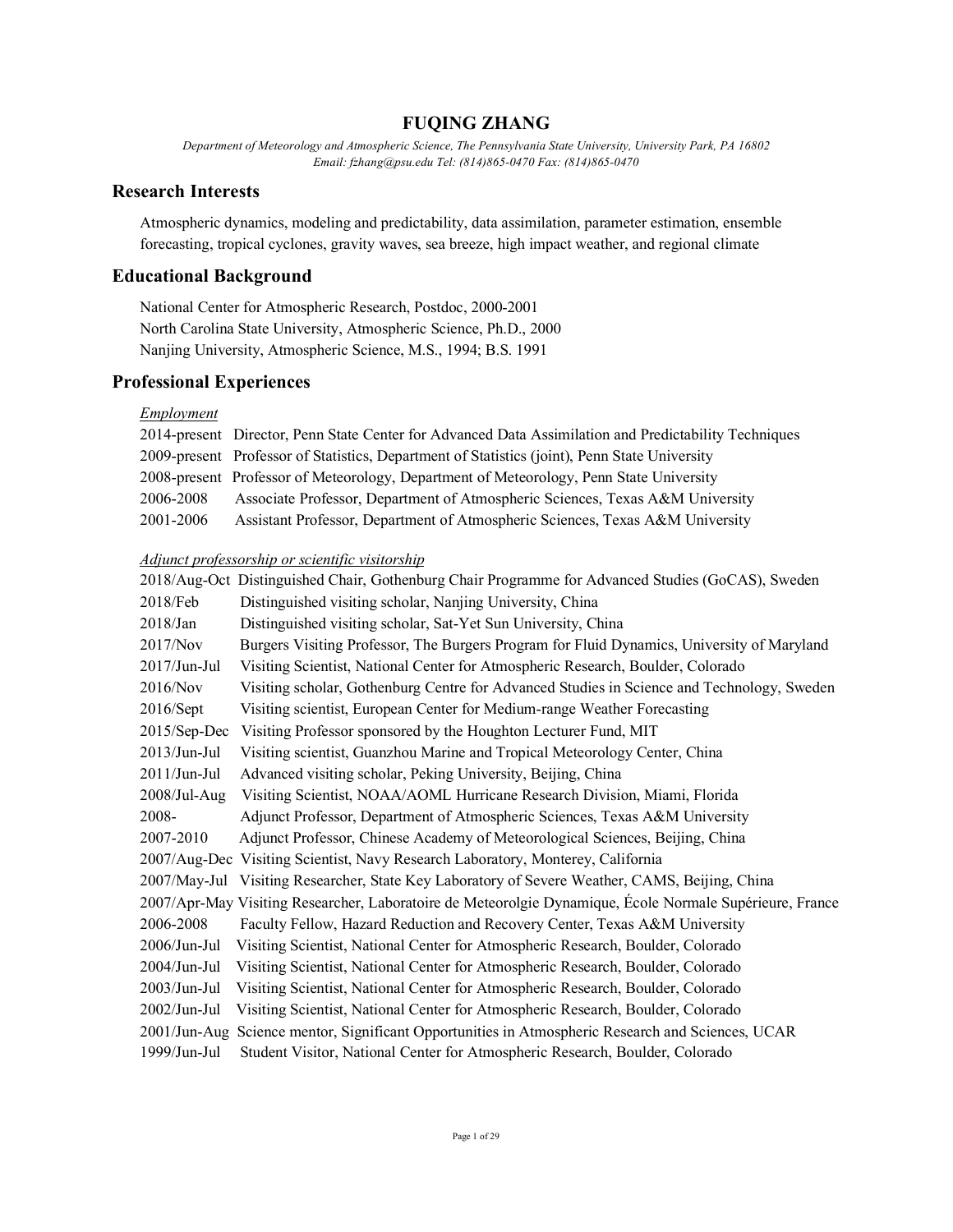# FUQING ZHANG

*Department of Meteorology and Atmospheric Science, The Pennsylvania State University, University Park, PA 16802*
*Email: fzhang@psu.edu Tel: (814)865-0470 Fax: (814)865-0470*

## Research Interests

Atmospheric dynamics, modeling and predictability, data assimilation, parameter estimation, ensemble forecasting, tropical cyclones, gravity waves, sea breeze, high impact weather, and regional climate

## Educational Background

National Center for Atmospheric Research, Postdoc, 2000-2001
North Carolina State University, Atmospheric Science, Ph.D., 2000
Nanjing University, Atmospheric Science, M.S., 1994; B.S. 1991

## Professional Experiences

*Employment*

2014-present Director, Penn State Center for Advanced Data Assimilation and Predictability Techniques
2009-present Professor of Statistics, Department of Statistics (joint), Penn State University
2008-present Professor of Meteorology, Department of Meteorology, Penn State University
2006-2008 Associate Professor, Department of Atmospheric Sciences, Texas A&M University
2001-2006 Assistant Professor, Department of Atmospheric Sciences, Texas A&M University

*Adjunct professorship or scientific visitorship*

2018/Aug-Oct Distinguished Chair, Gothenburg Chair Programme for Advanced Studies (GoCAS), Sweden
2018/Feb Distinguished visiting scholar, Nanjing University, China
2018/Jan Distinguished visiting scholar, Sat-Yet Sun University, China
2017/Nov Burgers Visiting Professor, The Burgers Program for Fluid Dynamics, University of Maryland
2017/Jun-Jul Visiting Scientist, National Center for Atmospheric Research, Boulder, Colorado
2016/Nov Visiting scholar, Gothenburg Centre for Advanced Studies in Science and Technology, Sweden
2016/Sept Visiting scientist, European Center for Medium-range Weather Forecasting
2015/Sep-Dec Visiting Professor sponsored by the Houghton Lecturer Fund, MIT
2013/Jun-Jul Visiting scientist, Guanzhou Marine and Tropical Meteorology Center, China
2011/Jun-Jul Advanced visiting scholar, Peking University, Beijing, China
2008/Jul-Aug Visiting Scientist, NOAA/AOML Hurricane Research Division, Miami, Florida
2008- Adjunct Professor, Department of Atmospheric Sciences, Texas A&M University
2007-2010 Adjunct Professor, Chinese Academy of Meteorological Sciences, Beijing, China
2007/Aug-Dec Visiting Scientist, Navy Research Laboratory, Monterey, California
2007/May-Jul Visiting Researcher, State Key Laboratory of Severe Weather, CAMS, Beijing, China
2007/Apr-May Visiting Researcher, Laboratoire de Meteorolgie Dynamique, École Normale Supérieure, France
2006-2008 Faculty Fellow, Hazard Reduction and Recovery Center, Texas A&M University
2006/Jun-Jul Visiting Scientist, National Center for Atmospheric Research, Boulder, Colorado
2004/Jun-Jul Visiting Scientist, National Center for Atmospheric Research, Boulder, Colorado
2003/Jun-Jul Visiting Scientist, National Center for Atmospheric Research, Boulder, Colorado
2002/Jun-Jul Visiting Scientist, National Center for Atmospheric Research, Boulder, Colorado
2001/Jun-Aug Science mentor, Significant Opportunities in Atmospheric Research and Sciences, UCAR
1999/Jun-Jul Student Visitor, National Center for Atmospheric Research, Boulder, Colorado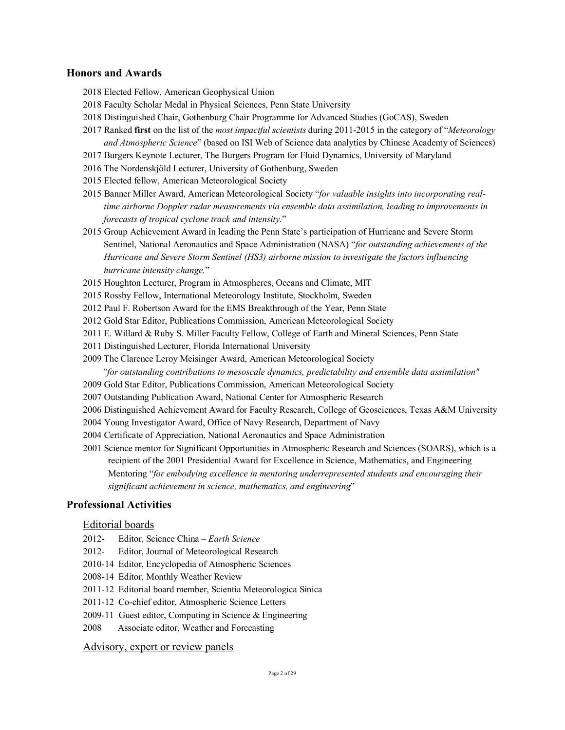## Honors and Awards

2018 Elected Fellow, American Geophysical Union

2018 Faculty Scholar Medal in Physical Sciences, Penn State University

2018 Distinguished Chair, Gothenburg Chair Programme for Advanced Studies (GoCAS), Sweden

2017 Ranked **first** on the list of the *most impactful scientists* during 2011-2015 in the category of "*Meteorology and Atmospheric Science*" (based on ISI Web of Science data analytics by Chinese Academy of Sciences)

2017 Burgers Keynote Lecturer, The Burgers Program for Fluid Dynamics, University of Maryland

2016 The Nordenskjöld Lecturer, University of Gothenburg, Sweden

2015 Elected fellow, American Meteorological Society

2015 Banner Miller Award, American Meteorological Society "*for valuable insights into incorporating real-time airborne Doppler radar measurements via ensemble data assimilation, leading to improvements in forecasts of tropical cyclone track and intensity.*"

2015 Group Achievement Award in leading the Penn State's participation of Hurricane and Severe Storm Sentinel, National Aeronautics and Space Administration (NASA) "*for outstanding achievements of the Hurricane and Severe Storm Sentinel (HS3) airborne mission to investigate the factors influencing hurricane intensity change.*"

2015 Houghton Lecturer, Program in Atmospheres, Oceans and Climate, MIT

2015 Rossby Fellow, International Meteorology Institute, Stockholm, Sweden

2012 Paul F. Robertson Award for the EMS Breakthrough of the Year, Penn State

2012 Gold Star Editor, Publications Commission, American Meteorological Society

2011 E. Willard & Ruby S. Miller Faculty Fellow, College of Earth and Mineral Sciences, Penn State

2011 Distinguished Lecturer, Florida International University

2009 The Clarence Leroy Meisinger Award, American Meteorological Society *"for outstanding contributions to mesoscale dynamics, predictability and ensemble data assimilation"*

2009 Gold Star Editor, Publications Commission, American Meteorological Society

2007 Outstanding Publication Award, National Center for Atmospheric Research

2006 Distinguished Achievement Award for Faculty Research, College of Geosciences, Texas A&M University

2004 Young Investigator Award, Office of Navy Research, Department of Navy

2004 Certificate of Appreciation, National Aeronautics and Space Administration

2001 Science mentor for Significant Opportunities in Atmospheric Research and Sciences (SOARS), which is a recipient of the 2001 Presidential Award for Excellence in Science, Mathematics, and Engineering Mentoring "*for embodying excellence in mentoring underrepresented students and encouraging their significant achievement in science, mathematics, and engineering*"

## Professional Activities

### Editorial boards

2012- Editor, Science China – *Earth Science*

2012- Editor, Journal of Meteorological Research

2010-14 Editor, Encyclopedia of Atmospheric Sciences

2008-14 Editor, Monthly Weather Review

2011-12 Editorial board member, Scientia Meteorologica Sinica

2011-12 Co-chief editor, Atmospheric Science Letters

2009-11 Guest editor, Computing in Science & Engineering

2008 Associate editor, Weather and Forecasting

### Advisory, expert or review panels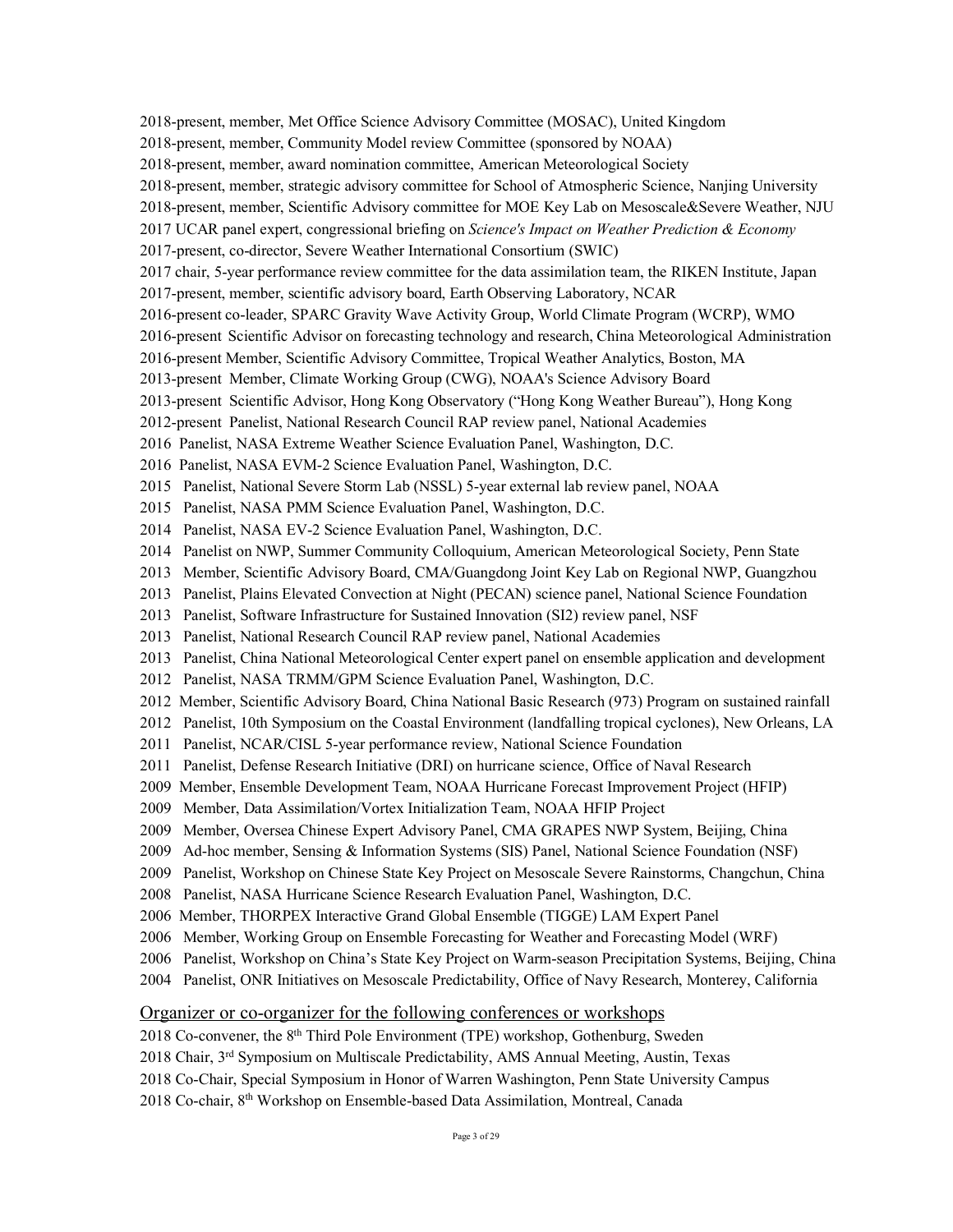2018-present, member, Met Office Science Advisory Committee (MOSAC), United Kingdom
2018-present, member, Community Model review Committee (sponsored by NOAA)
2018-present, member, award nomination committee, American Meteorological Society
2018-present, member, strategic advisory committee for School of Atmospheric Science, Nanjing University
2018-present, member, Scientific Advisory committee for MOE Key Lab on Mesoscale&Severe Weather, NJU
2017 UCAR panel expert, congressional briefing on *Science's Impact on Weather Prediction & Economy*
2017-present, co-director, Severe Weather International Consortium (SWIC)
2017 chair, 5-year performance review committee for the data assimilation team, the RIKEN Institute, Japan
2017-present, member, scientific advisory board, Earth Observing Laboratory, NCAR
2016-present co-leader, SPARC Gravity Wave Activity Group, World Climate Program (WCRP), WMO
2016-present Scientific Advisor on forecasting technology and research, China Meteorological Administration
2016-present Member, Scientific Advisory Committee, Tropical Weather Analytics, Boston, MA
2013-present Member, Climate Working Group (CWG), NOAA's Science Advisory Board
2013-present Scientific Advisor, Hong Kong Observatory ("Hong Kong Weather Bureau"), Hong Kong
2012-present Panelist, National Research Council RAP review panel, National Academies
2016 Panelist, NASA Extreme Weather Science Evaluation Panel, Washington, D.C.
2016 Panelist, NASA EVM-2 Science Evaluation Panel, Washington, D.C.
2015 Panelist, National Severe Storm Lab (NSSL) 5-year external lab review panel, NOAA
2015 Panelist, NASA PMM Science Evaluation Panel, Washington, D.C.
2014 Panelist, NASA EV-2 Science Evaluation Panel, Washington, D.C.
2014 Panelist on NWP, Summer Community Colloquium, American Meteorological Society, Penn State
2013 Member, Scientific Advisory Board, CMA/Guangdong Joint Key Lab on Regional NWP, Guangzhou
2013 Panelist, Plains Elevated Convection at Night (PECAN) science panel, National Science Foundation
2013 Panelist, Software Infrastructure for Sustained Innovation (SI2) review panel, NSF
2013 Panelist, National Research Council RAP review panel, National Academies
2013 Panelist, China National Meteorological Center expert panel on ensemble application and development
2012 Panelist, NASA TRMM/GPM Science Evaluation Panel, Washington, D.C.
2012 Member, Scientific Advisory Board, China National Basic Research (973) Program on sustained rainfall
2012 Panelist, 10th Symposium on the Coastal Environment (landfalling tropical cyclones), New Orleans, LA
2011 Panelist, NCAR/CISL 5-year performance review, National Science Foundation
2011 Panelist, Defense Research Initiative (DRI) on hurricane science, Office of Naval Research
2009 Member, Ensemble Development Team, NOAA Hurricane Forecast Improvement Project (HFIP)
2009 Member, Data Assimilation/Vortex Initialization Team, NOAA HFIP Project
2009 Member, Oversea Chinese Expert Advisory Panel, CMA GRAPES NWP System, Beijing, China
2009 Ad-hoc member, Sensing & Information Systems (SIS) Panel, National Science Foundation (NSF)
2009 Panelist, Workshop on Chinese State Key Project on Mesoscale Severe Rainstorms, Changchun, China
2008 Panelist, NASA Hurricane Science Research Evaluation Panel, Washington, D.C.
2006 Member, THORPEX Interactive Grand Global Ensemble (TIGGE) LAM Expert Panel
2006 Member, Working Group on Ensemble Forecasting for Weather and Forecasting Model (WRF)
2006 Panelist, Workshop on China's State Key Project on Warm-season Precipitation Systems, Beijing, China
2004 Panelist, ONR Initiatives on Mesoscale Predictability, Office of Navy Research, Monterey, California

## Organizer or co-organizer for the following conferences or workshops

2018 Co-convener, the 8th Third Pole Environment (TPE) workshop, Gothenburg, Sweden
2018 Chair, 3rd Symposium on Multiscale Predictability, AMS Annual Meeting, Austin, Texas
2018 Co-Chair, Special Symposium in Honor of Warren Washington, Penn State University Campus
2018 Co-chair, 8th Workshop on Ensemble-based Data Assimilation, Montreal, Canada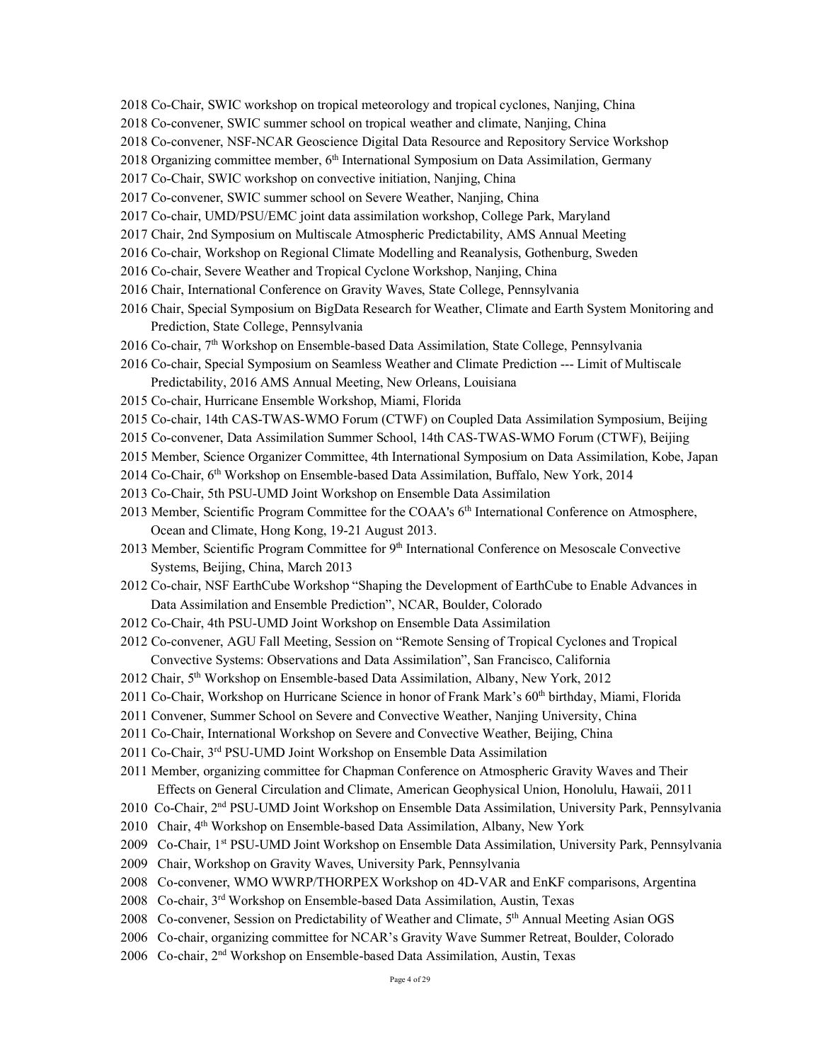2018 Co-Chair, SWIC workshop on tropical meteorology and tropical cyclones, Nanjing, China

2018 Co-convener, SWIC summer school on tropical weather and climate, Nanjing, China

2018 Co-convener, NSF-NCAR Geoscience Digital Data Resource and Repository Service Workshop

2018 Organizing committee member, 6th International Symposium on Data Assimilation, Germany

2017 Co-Chair, SWIC workshop on convective initiation, Nanjing, China

2017 Co-convener, SWIC summer school on Severe Weather, Nanjing, China

2017 Co-chair, UMD/PSU/EMC joint data assimilation workshop, College Park, Maryland

2017 Chair, 2nd Symposium on Multiscale Atmospheric Predictability, AMS Annual Meeting

2016 Co-chair, Workshop on Regional Climate Modelling and Reanalysis, Gothenburg, Sweden

2016 Co-chair, Severe Weather and Tropical Cyclone Workshop, Nanjing, China

2016 Chair, International Conference on Gravity Waves, State College, Pennsylvania

2016 Chair, Special Symposium on BigData Research for Weather, Climate and Earth System Monitoring and Prediction, State College, Pennsylvania

2016 Co-chair, 7th Workshop on Ensemble-based Data Assimilation, State College, Pennsylvania

2016 Co-chair, Special Symposium on Seamless Weather and Climate Prediction --- Limit of Multiscale Predictability, 2016 AMS Annual Meeting, New Orleans, Louisiana

2015 Co-chair, Hurricane Ensemble Workshop, Miami, Florida

2015 Co-chair, 14th CAS-TWAS-WMO Forum (CTWF) on Coupled Data Assimilation Symposium, Beijing

2015 Co-convener, Data Assimilation Summer School, 14th CAS-TWAS-WMO Forum (CTWF), Beijing

2015 Member, Science Organizer Committee, 4th International Symposium on Data Assimilation, Kobe, Japan

2014 Co-Chair, 6th Workshop on Ensemble-based Data Assimilation, Buffalo, New York, 2014

2013 Co-Chair, 5th PSU-UMD Joint Workshop on Ensemble Data Assimilation

2013 Member, Scientific Program Committee for the COAA's 6th International Conference on Atmosphere, Ocean and Climate, Hong Kong, 19-21 August 2013.

2013 Member, Scientific Program Committee for 9th International Conference on Mesoscale Convective Systems, Beijing, China, March 2013

2012 Co-chair, NSF EarthCube Workshop "Shaping the Development of EarthCube to Enable Advances in Data Assimilation and Ensemble Prediction", NCAR, Boulder, Colorado

2012 Co-Chair, 4th PSU-UMD Joint Workshop on Ensemble Data Assimilation

2012 Co-convener, AGU Fall Meeting, Session on "Remote Sensing of Tropical Cyclones and Tropical Convective Systems: Observations and Data Assimilation", San Francisco, California

2012 Chair, 5th Workshop on Ensemble-based Data Assimilation, Albany, New York, 2012

2011 Co-Chair, Workshop on Hurricane Science in honor of Frank Mark's 60th birthday, Miami, Florida

2011 Convener, Summer School on Severe and Convective Weather, Nanjing University, China

2011 Co-Chair, International Workshop on Severe and Convective Weather, Beijing, China

2011 Co-Chair, 3rd PSU-UMD Joint Workshop on Ensemble Data Assimilation

2011 Member, organizing committee for Chapman Conference on Atmospheric Gravity Waves and Their Effects on General Circulation and Climate, American Geophysical Union, Honolulu, Hawaii, 2011

2010 Co-Chair, 2nd PSU-UMD Joint Workshop on Ensemble Data Assimilation, University Park, Pennsylvania

2010 Chair, 4th Workshop on Ensemble-based Data Assimilation, Albany, New York

2009 Co-Chair, 1st PSU-UMD Joint Workshop on Ensemble Data Assimilation, University Park, Pennsylvania

2009 Chair, Workshop on Gravity Waves, University Park, Pennsylvania

2008 Co-convener, WMO WWRP/THORPEX Workshop on 4D-VAR and EnKF comparisons, Argentina

2008 Co-chair, 3rd Workshop on Ensemble-based Data Assimilation, Austin, Texas

2008 Co-convener, Session on Predictability of Weather and Climate, 5th Annual Meeting Asian OGS

2006 Co-chair, organizing committee for NCAR's Gravity Wave Summer Retreat, Boulder, Colorado

2006 Co-chair, 2nd Workshop on Ensemble-based Data Assimilation, Austin, Texas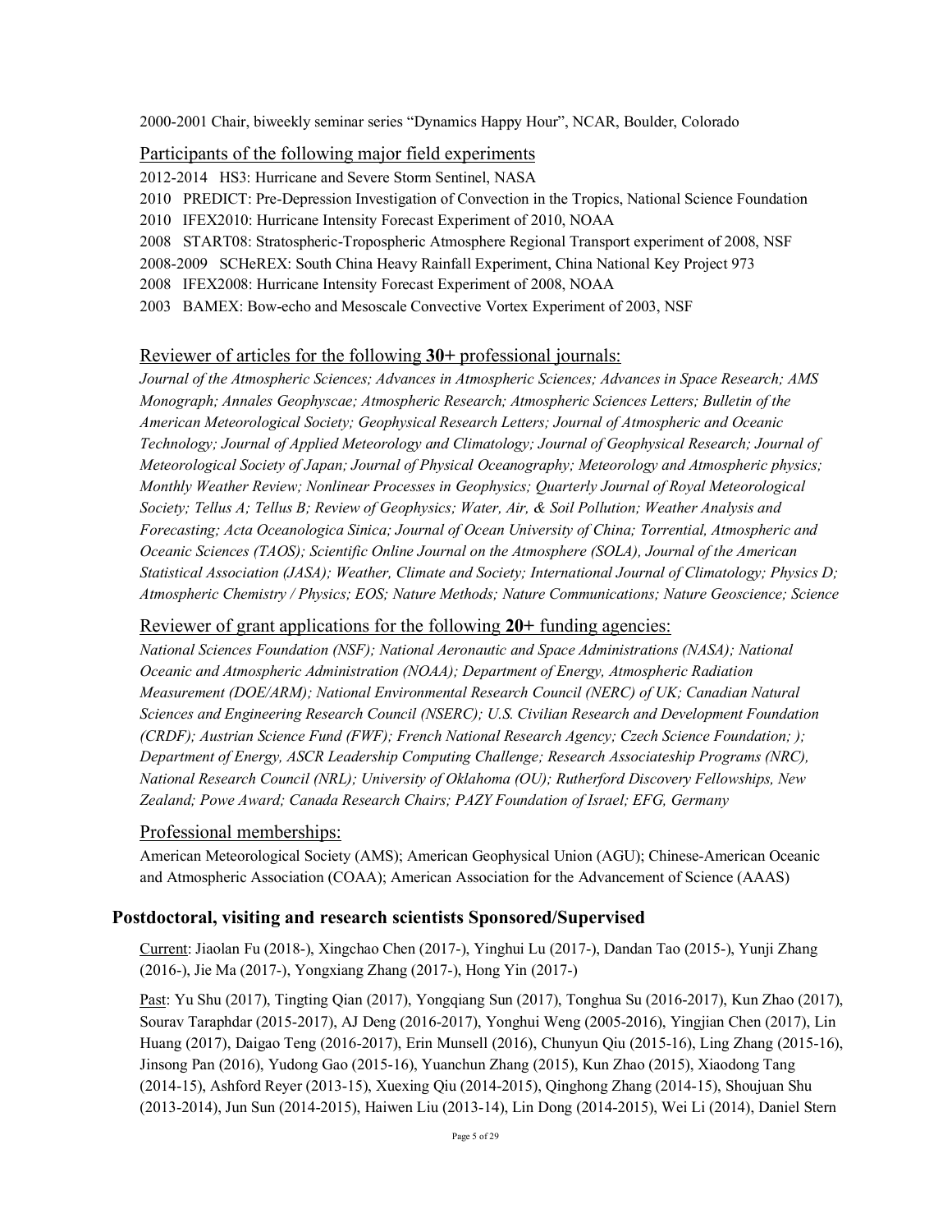2000-2001 Chair, biweekly seminar series "Dynamics Happy Hour", NCAR, Boulder, Colorado

## Participants of the following major field experiments

2012-2014 HS3: Hurricane and Severe Storm Sentinel, NASA

2010 PREDICT: Pre-Depression Investigation of Convection in the Tropics, National Science Foundation

2010 IFEX2010: Hurricane Intensity Forecast Experiment of 2010, NOAA

2008 START08: Stratospheric-Tropospheric Atmosphere Regional Transport experiment of 2008, NSF

2008-2009 SCHeREX: South China Heavy Rainfall Experiment, China National Key Project 973

2008 IFEX2008: Hurricane Intensity Forecast Experiment of 2008, NOAA

2003 BAMEX: Bow-echo and Mesoscale Convective Vortex Experiment of 2003, NSF

## Reviewer of articles for the following **30+** professional journals:

*Journal of the Atmospheric Sciences; Advances in Atmospheric Sciences; Advances in Space Research; AMS Monograph; Annales Geophyscae; Atmospheric Research; Atmospheric Sciences Letters; Bulletin of the American Meteorological Society; Geophysical Research Letters; Journal of Atmospheric and Oceanic Technology; Journal of Applied Meteorology and Climatology; Journal of Geophysical Research; Journal of Meteorological Society of Japan; Journal of Physical Oceanography; Meteorology and Atmospheric physics; Monthly Weather Review; Nonlinear Processes in Geophysics; Quarterly Journal of Royal Meteorological Society; Tellus A; Tellus B; Review of Geophysics; Water, Air, & Soil Pollution; Weather Analysis and Forecasting; Acta Oceanologica Sinica; Journal of Ocean University of China; Torrential, Atmospheric and Oceanic Sciences (TAOS); Scientific Online Journal on the Atmosphere (SOLA), Journal of the American Statistical Association (JASA); Weather, Climate and Society; International Journal of Climatology; Physics D; Atmospheric Chemistry / Physics; EOS; Nature Methods; Nature Communications; Nature Geoscience; Science*

## Reviewer of grant applications for the following **20+** funding agencies:

*National Sciences Foundation (NSF); National Aeronautic and Space Administrations (NASA); National Oceanic and Atmospheric Administration (NOAA); Department of Energy, Atmospheric Radiation Measurement (DOE/ARM); National Environmental Research Council (NERC) of UK; Canadian Natural Sciences and Engineering Research Council (NSERC); U.S. Civilian Research and Development Foundation (CRDF); Austrian Science Fund (FWF); French National Research Agency; Czech Science Foundation; ); Department of Energy, ASCR Leadership Computing Challenge; Research Associateship Programs (NRC), National Research Council (NRL); University of Oklahoma (OU); Rutherford Discovery Fellowships, New Zealand; Powe Award; Canada Research Chairs; PAZY Foundation of Israel; EFG, Germany*

## Professional memberships:

American Meteorological Society (AMS); American Geophysical Union (AGU); Chinese-American Oceanic and Atmospheric Association (COAA); American Association for the Advancement of Science (AAAS)

### Postdoctoral, visiting and research scientists Sponsored/Supervised

Current: Jiaolan Fu (2018-), Xingchao Chen (2017-), Yinghui Lu (2017-), Dandan Tao (2015-), Yunji Zhang (2016-), Jie Ma (2017-), Yongxiang Zhang (2017-), Hong Yin (2017-)

Past: Yu Shu (2017), Tingting Qian (2017), Yongqiang Sun (2017), Tonghua Su (2016-2017), Kun Zhao (2017), Sourav Taraphdar (2015-2017), AJ Deng (2016-2017), Yonghui Weng (2005-2016), Yingjian Chen (2017), Lin Huang (2017), Daigao Teng (2016-2017), Erin Munsell (2016), Chunyun Qiu (2015-16), Ling Zhang (2015-16), Jinsong Pan (2016), Yudong Gao (2015-16), Yuanchun Zhang (2015), Kun Zhao (2015), Xiaodong Tang (2014-15), Ashford Reyer (2013-15), Xuexing Qiu (2014-2015), Qinghong Zhang (2014-15), Shoujuan Shu (2013-2014), Jun Sun (2014-2015), Haiwen Liu (2013-14), Lin Dong (2014-2015), Wei Li (2014), Daniel Stern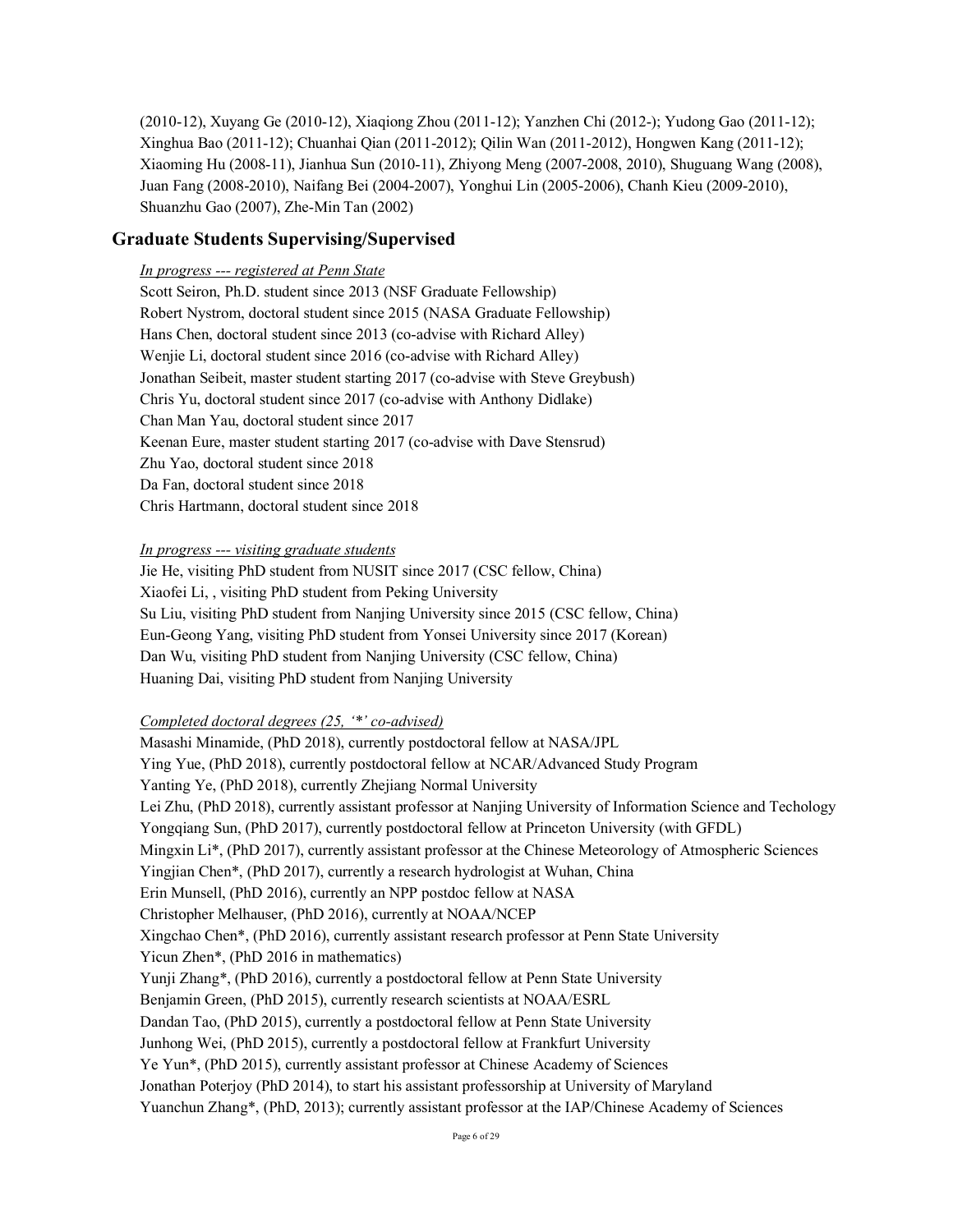(2010-12), Xuyang Ge (2010-12), Xiaqiong Zhou (2011-12); Yanzhen Chi (2012-); Yudong Gao (2011-12); Xinghua Bao (2011-12); Chuanhai Qian (2011-2012); Qilin Wan (2011-2012), Hongwen Kang (2011-12); Xiaoming Hu (2008-11), Jianhua Sun (2010-11), Zhiyong Meng (2007-2008, 2010), Shuguang Wang (2008), Juan Fang (2008-2010), Naifang Bei (2004-2007), Yonghui Lin (2005-2006), Chanh Kieu (2009-2010), Shuanzhu Gao (2007), Zhe-Min Tan (2002)

## Graduate Students Supervising/Supervised

*In progress --- registered at Penn State*

Scott Seiron, Ph.D. student since 2013 (NSF Graduate Fellowship)
Robert Nystrom, doctoral student since 2015 (NASA Graduate Fellowship)
Hans Chen, doctoral student since 2013 (co-advise with Richard Alley)
Wenjie Li, doctoral student since 2016 (co-advise with Richard Alley)
Jonathan Seibeit, master student starting 2017 (co-advise with Steve Greybush)
Chris Yu, doctoral student since 2017 (co-advise with Anthony Didlake)
Chan Man Yau, doctoral student since 2017
Keenan Eure, master student starting 2017 (co-advise with Dave Stensrud)
Zhu Yao, doctoral student since 2018
Da Fan, doctoral student since 2018
Chris Hartmann, doctoral student since 2018

*In progress --- visiting graduate students*

Jie He, visiting PhD student from NUSIT since 2017 (CSC fellow, China)
Xiaofei Li, , visiting PhD student from Peking University
Su Liu, visiting PhD student from Nanjing University since 2015 (CSC fellow, China)
Eun-Geong Yang, visiting PhD student from Yonsei University since 2017 (Korean)
Dan Wu, visiting PhD student from Nanjing University (CSC fellow, China)
Huaning Dai, visiting PhD student from Nanjing University

*Completed doctoral degrees (25, '*' co-advised)*

Masashi Minamide, (PhD 2018), currently postdoctoral fellow at NASA/JPL
Ying Yue, (PhD 2018), currently postdoctoral fellow at NCAR/Advanced Study Program
Yanting Ye, (PhD 2018), currently Zhejiang Normal University
Lei Zhu, (PhD 2018), currently assistant professor at Nanjing University of Information Science and Techology
Yongqiang Sun, (PhD 2017), currently postdoctoral fellow at Princeton University (with GFDL)
Mingxin Li*, (PhD 2017), currently assistant professor at the Chinese Meteorology of Atmospheric Sciences
Yingjian Chen*, (PhD 2017), currently a research hydrologist at Wuhan, China
Erin Munsell, (PhD 2016), currently an NPP postdoc fellow at NASA
Christopher Melhauser, (PhD 2016), currently at NOAA/NCEP
Xingchao Chen*, (PhD 2016), currently assistant research professor at Penn State University
Yicun Zhen*, (PhD 2016 in mathematics)
Yunji Zhang*, (PhD 2016), currently a postdoctoral fellow at Penn State University
Benjamin Green, (PhD 2015), currently research scientists at NOAA/ESRL
Dandan Tao, (PhD 2015), currently a postdoctoral fellow at Penn State University
Junhong Wei, (PhD 2015), currently a postdoctoral fellow at Frankfurt University
Ye Yun*, (PhD 2015), currently assistant professor at Chinese Academy of Sciences
Jonathan Poterjoy (PhD 2014), to start his assistant professorship at University of Maryland
Yuanchun Zhang*, (PhD, 2013); currently assistant professor at the IAP/Chinese Academy of Sciences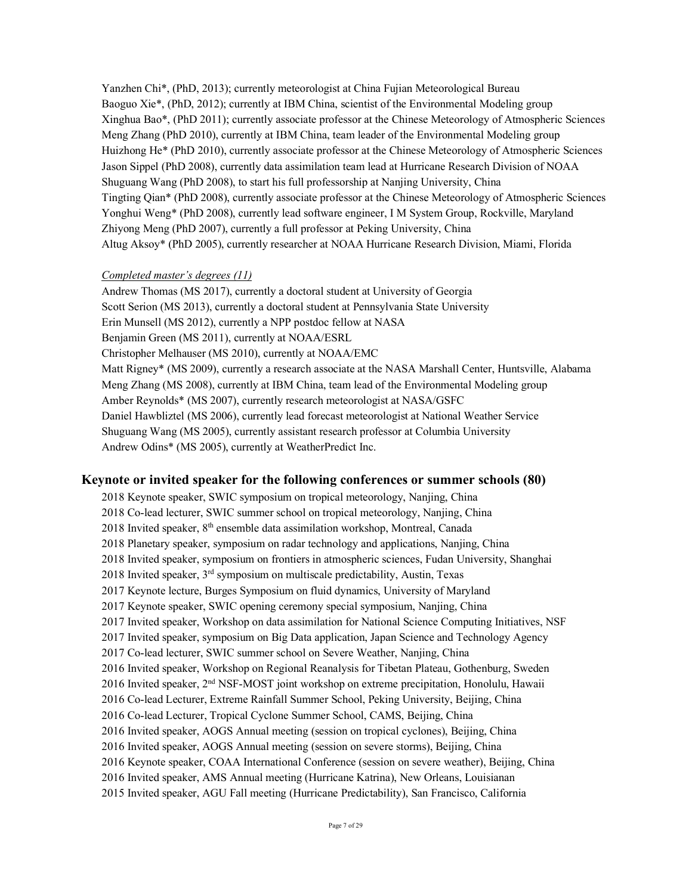Yanzhen Chi*, (PhD, 2013); currently meteorologist at China Fujian Meteorological Bureau
Baoguo Xie*, (PhD, 2012); currently at IBM China, scientist of the Environmental Modeling group
Xinghua Bao*, (PhD 2011); currently associate professor at the Chinese Meteorology of Atmospheric Sciences
Meng Zhang (PhD 2010), currently at IBM China, team leader of the Environmental Modeling group
Huizhong He* (PhD 2010), currently associate professor at the Chinese Meteorology of Atmospheric Sciences
Jason Sippel (PhD 2008), currently data assimilation team lead at Hurricane Research Division of NOAA
Shuguang Wang (PhD 2008), to start his full professorship at Nanjing University, China
Tingting Qian* (PhD 2008), currently associate professor at the Chinese Meteorology of Atmospheric Sciences
Yonghui Weng* (PhD 2008), currently lead software engineer, I M System Group, Rockville, Maryland
Zhiyong Meng (PhD 2007), currently a full professor at Peking University, China
Altug Aksoy* (PhD 2005), currently researcher at NOAA Hurricane Research Division, Miami, Florida

*Completed master's degrees (11)*

Andrew Thomas (MS 2017), currently a doctoral student at University of Georgia
Scott Serion (MS 2013), currently a doctoral student at Pennsylvania State University
Erin Munsell (MS 2012), currently a NPP postdoc fellow at NASA
Benjamin Green (MS 2011), currently at NOAA/ESRL
Christopher Melhauser (MS 2010), currently at NOAA/EMC
Matt Rigney* (MS 2009), currently a research associate at the NASA Marshall Center, Huntsville, Alabama
Meng Zhang (MS 2008), currently at IBM China, team lead of the Environmental Modeling group
Amber Reynolds* (MS 2007), currently research meteorologist at NASA/GSFC
Daniel Hawbliztel (MS 2006), currently lead forecast meteorologist at National Weather Service
Shuguang Wang (MS 2005), currently assistant research professor at Columbia University
Andrew Odins* (MS 2005), currently at WeatherPredict Inc.

## Keynote or invited speaker for the following conferences or summer schools (80)

2018 Keynote speaker, SWIC symposium on tropical meteorology, Nanjing, China
2018 Co-lead lecturer, SWIC summer school on tropical meteorology, Nanjing, China
2018 Invited speaker, 8th ensemble data assimilation workshop, Montreal, Canada
2018 Planetary speaker, symposium on radar technology and applications, Nanjing, China
2018 Invited speaker, symposium on frontiers in atmospheric sciences, Fudan University, Shanghai
2018 Invited speaker, 3rd symposium on multiscale predictability, Austin, Texas
2017 Keynote lecture, Burges Symposium on fluid dynamics, University of Maryland
2017 Keynote speaker, SWIC opening ceremony special symposium, Nanjing, China
2017 Invited speaker, Workshop on data assimilation for National Science Computing Initiatives, NSF
2017 Invited speaker, symposium on Big Data application, Japan Science and Technology Agency
2017 Co-lead lecturer, SWIC summer school on Severe Weather, Nanjing, China
2016 Invited speaker, Workshop on Regional Reanalysis for Tibetan Plateau, Gothenburg, Sweden
2016 Invited speaker, 2nd NSF-MOST joint workshop on extreme precipitation, Honolulu, Hawaii
2016 Co-lead Lecturer, Extreme Rainfall Summer School, Peking University, Beijing, China
2016 Co-lead Lecturer, Tropical Cyclone Summer School, CAMS, Beijing, China
2016 Invited speaker, AOGS Annual meeting (session on tropical cyclones), Beijing, China
2016 Invited speaker, AOGS Annual meeting (session on severe storms), Beijing, China
2016 Keynote speaker, COAA International Conference (session on severe weather), Beijing, China
2016 Invited speaker, AMS Annual meeting (Hurricane Katrina), New Orleans, Louisianan
2015 Invited speaker, AGU Fall meeting (Hurricane Predictability), San Francisco, California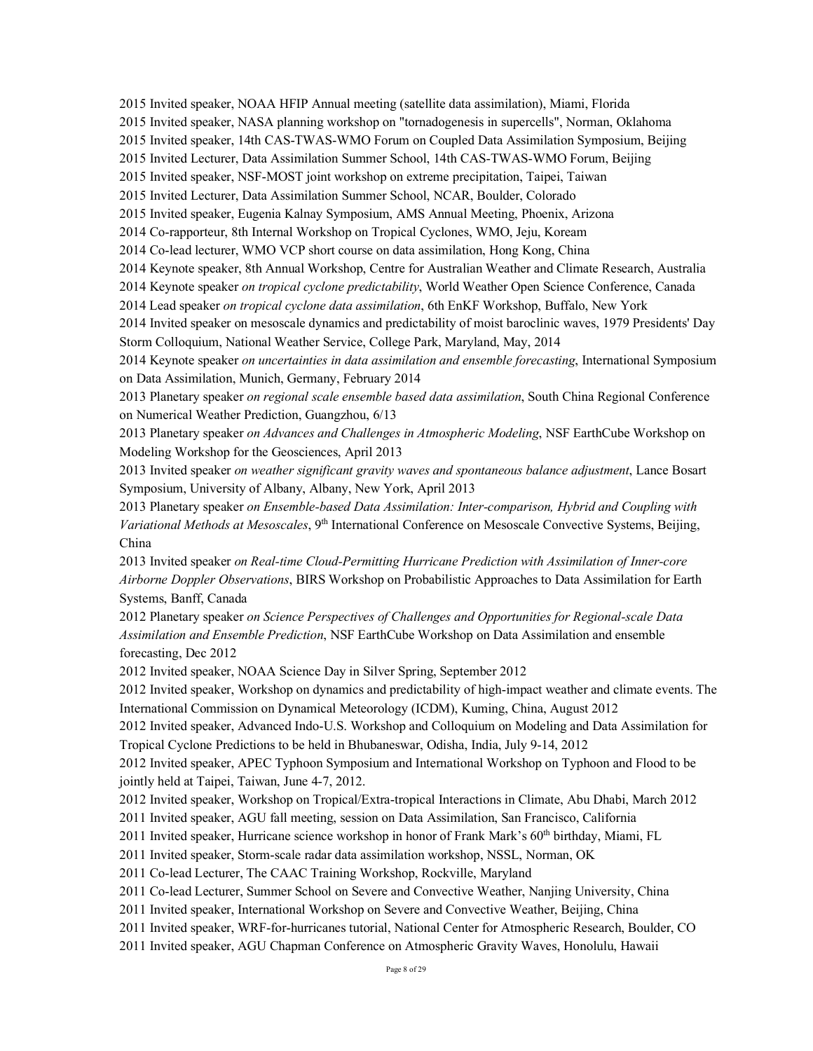2015 Invited speaker, NOAA HFIP Annual meeting (satellite data assimilation), Miami, Florida

2015 Invited speaker, NASA planning workshop on "tornadogenesis in supercells", Norman, Oklahoma

2015 Invited speaker, 14th CAS-TWAS-WMO Forum on Coupled Data Assimilation Symposium, Beijing

2015 Invited Lecturer, Data Assimilation Summer School, 14th CAS-TWAS-WMO Forum, Beijing

2015 Invited speaker, NSF-MOST joint workshop on extreme precipitation, Taipei, Taiwan

2015 Invited Lecturer, Data Assimilation Summer School, NCAR, Boulder, Colorado

2015 Invited speaker, Eugenia Kalnay Symposium, AMS Annual Meeting, Phoenix, Arizona

2014 Co-rapporteur, 8th Internal Workshop on Tropical Cyclones, WMO, Jeju, Koream

2014 Co-lead lecturer, WMO VCP short course on data assimilation, Hong Kong, China

2014 Keynote speaker, 8th Annual Workshop, Centre for Australian Weather and Climate Research, Australia

2014 Keynote speaker *on tropical cyclone predictability*, World Weather Open Science Conference, Canada

2014 Lead speaker *on tropical cyclone data assimilation*, 6th EnKF Workshop, Buffalo, New York

2014 Invited speaker on mesoscale dynamics and predictability of moist baroclinic waves, 1979 Presidents' Day Storm Colloquium, National Weather Service, College Park, Maryland, May, 2014

2014 Keynote speaker *on uncertainties in data assimilation and ensemble forecasting*, International Symposium on Data Assimilation, Munich, Germany, February 2014

2013 Planetary speaker *on regional scale ensemble based data assimilation*, South China Regional Conference on Numerical Weather Prediction, Guangzhou, 6/13

2013 Planetary speaker *on Advances and Challenges in Atmospheric Modeling*, NSF EarthCube Workshop on Modeling Workshop for the Geosciences, April 2013

2013 Invited speaker *on weather significant gravity waves and spontaneous balance adjustment*, Lance Bosart Symposium, University of Albany, Albany, New York, April 2013

2013 Planetary speaker *on Ensemble-based Data Assimilation: Inter-comparison, Hybrid and Coupling with Variational Methods at Mesoscales*, 9th International Conference on Mesoscale Convective Systems, Beijing, China

2013 Invited speaker *on Real-time Cloud-Permitting Hurricane Prediction with Assimilation of Inner-core Airborne Doppler Observations*, BIRS Workshop on Probabilistic Approaches to Data Assimilation for Earth Systems, Banff, Canada

2012 Planetary speaker *on Science Perspectives of Challenges and Opportunities for Regional-scale Data Assimilation and Ensemble Prediction*, NSF EarthCube Workshop on Data Assimilation and ensemble forecasting, Dec 2012

2012 Invited speaker, NOAA Science Day in Silver Spring, September 2012

2012 Invited speaker, Workshop on dynamics and predictability of high-impact weather and climate events. The International Commission on Dynamical Meteorology (ICDM), Kuming, China, August 2012

2012 Invited speaker, Advanced Indo-U.S. Workshop and Colloquium on Modeling and Data Assimilation for Tropical Cyclone Predictions to be held in Bhubaneswar, Odisha, India, July 9-14, 2012

2012 Invited speaker, APEC Typhoon Symposium and International Workshop on Typhoon and Flood to be jointly held at Taipei, Taiwan, June 4-7, 2012.

2012 Invited speaker, Workshop on Tropical/Extra-tropical Interactions in Climate, Abu Dhabi, March 2012

2011 Invited speaker, AGU fall meeting, session on Data Assimilation, San Francisco, California

2011 Invited speaker, Hurricane science workshop in honor of Frank Mark's 60th birthday, Miami, FL

2011 Invited speaker, Storm-scale radar data assimilation workshop, NSSL, Norman, OK

2011 Co-lead Lecturer, The CAAC Training Workshop, Rockville, Maryland

2011 Co-lead Lecturer, Summer School on Severe and Convective Weather, Nanjing University, China

2011 Invited speaker, International Workshop on Severe and Convective Weather, Beijing, China

2011 Invited speaker, WRF-for-hurricanes tutorial, National Center for Atmospheric Research, Boulder, CO

2011 Invited speaker, AGU Chapman Conference on Atmospheric Gravity Waves, Honolulu, Hawaii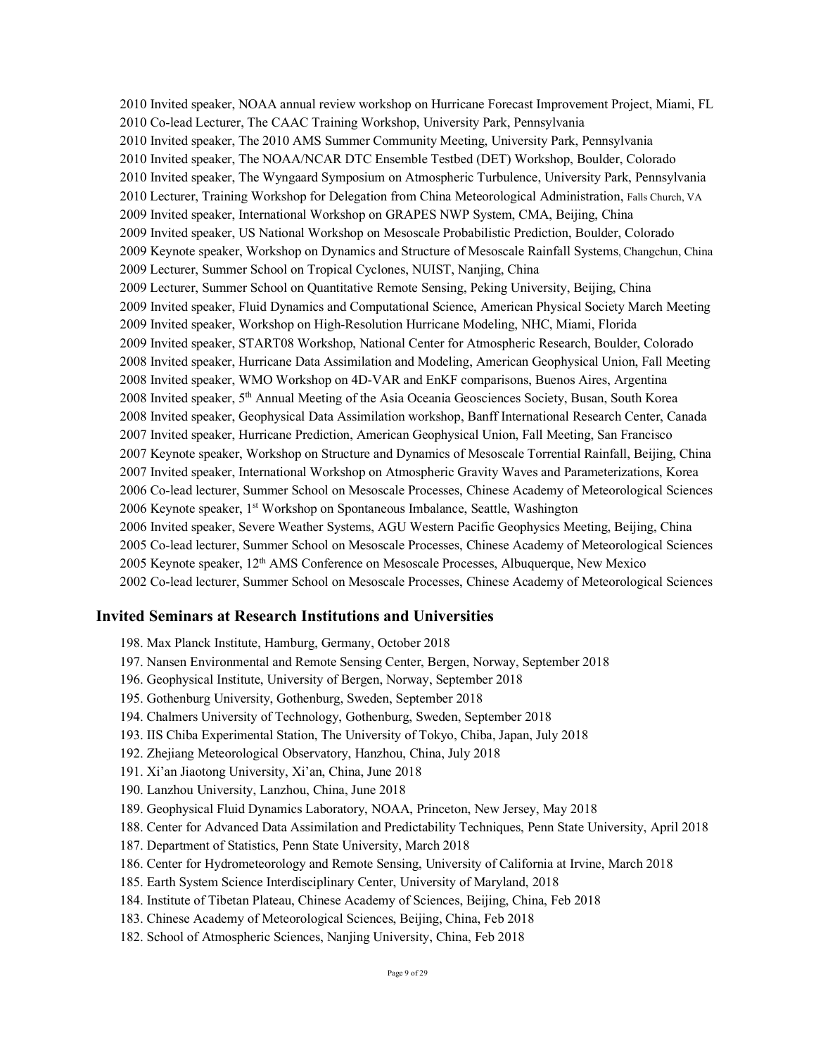2010 Invited speaker, NOAA annual review workshop on Hurricane Forecast Improvement Project, Miami, FL
2010 Co-lead Lecturer, The CAAC Training Workshop, University Park, Pennsylvania
2010 Invited speaker, The 2010 AMS Summer Community Meeting, University Park, Pennsylvania
2010 Invited speaker, The NOAA/NCAR DTC Ensemble Testbed (DET) Workshop, Boulder, Colorado
2010 Invited speaker, The Wyngaard Symposium on Atmospheric Turbulence, University Park, Pennsylvania
2010 Lecturer, Training Workshop for Delegation from China Meteorological Administration, Falls Church, VA
2009 Invited speaker, International Workshop on GRAPES NWP System, CMA, Beijing, China
2009 Invited speaker, US National Workshop on Mesoscale Probabilistic Prediction, Boulder, Colorado
2009 Keynote speaker, Workshop on Dynamics and Structure of Mesoscale Rainfall Systems, Changchun, China
2009 Lecturer, Summer School on Tropical Cyclones, NUIST, Nanjing, China
2009 Lecturer, Summer School on Quantitative Remote Sensing, Peking University, Beijing, China
2009 Invited speaker, Fluid Dynamics and Computational Science, American Physical Society March Meeting
2009 Invited speaker, Workshop on High-Resolution Hurricane Modeling, NHC, Miami, Florida
2009 Invited speaker, START08 Workshop, National Center for Atmospheric Research, Boulder, Colorado
2008 Invited speaker, Hurricane Data Assimilation and Modeling, American Geophysical Union, Fall Meeting
2008 Invited speaker, WMO Workshop on 4D-VAR and EnKF comparisons, Buenos Aires, Argentina
2008 Invited speaker, 5th Annual Meeting of the Asia Oceania Geosciences Society, Busan, South Korea
2008 Invited speaker, Geophysical Data Assimilation workshop, Banff International Research Center, Canada
2007 Invited speaker, Hurricane Prediction, American Geophysical Union, Fall Meeting, San Francisco
2007 Keynote speaker, Workshop on Structure and Dynamics of Mesoscale Torrential Rainfall, Beijing, China
2007 Invited speaker, International Workshop on Atmospheric Gravity Waves and Parameterizations, Korea
2006 Co-lead lecturer, Summer School on Mesoscale Processes, Chinese Academy of Meteorological Sciences
2006 Keynote speaker, 1st Workshop on Spontaneous Imbalance, Seattle, Washington
2006 Invited speaker, Severe Weather Systems, AGU Western Pacific Geophysics Meeting, Beijing, China
2005 Co-lead lecturer, Summer School on Mesoscale Processes, Chinese Academy of Meteorological Sciences
2005 Keynote speaker, 12th AMS Conference on Mesoscale Processes, Albuquerque, New Mexico
2002 Co-lead lecturer, Summer School on Mesoscale Processes, Chinese Academy of Meteorological Sciences

## Invited Seminars at Research Institutions and Universities

198. Max Planck Institute, Hamburg, Germany, October 2018
197. Nansen Environmental and Remote Sensing Center, Bergen, Norway, September 2018
196. Geophysical Institute, University of Bergen, Norway, September 2018
195. Gothenburg University, Gothenburg, Sweden, September 2018
194. Chalmers University of Technology, Gothenburg, Sweden, September 2018
193. IIS Chiba Experimental Station, The University of Tokyo, Chiba, Japan, July 2018
192. Zhejiang Meteorological Observatory, Hanzhou, China, July 2018
191. Xi'an Jiaotong University, Xi'an, China, June 2018
190. Lanzhou University, Lanzhou, China, June 2018
189. Geophysical Fluid Dynamics Laboratory, NOAA, Princeton, New Jersey, May 2018
188. Center for Advanced Data Assimilation and Predictability Techniques, Penn State University, April 2018
187. Department of Statistics, Penn State University, March 2018
186. Center for Hydrometeorology and Remote Sensing, University of California at Irvine, March 2018
185. Earth System Science Interdisciplinary Center, University of Maryland, 2018
184. Institute of Tibetan Plateau, Chinese Academy of Sciences, Beijing, China, Feb 2018
183. Chinese Academy of Meteorological Sciences, Beijing, China, Feb 2018
182. School of Atmospheric Sciences, Nanjing University, China, Feb 2018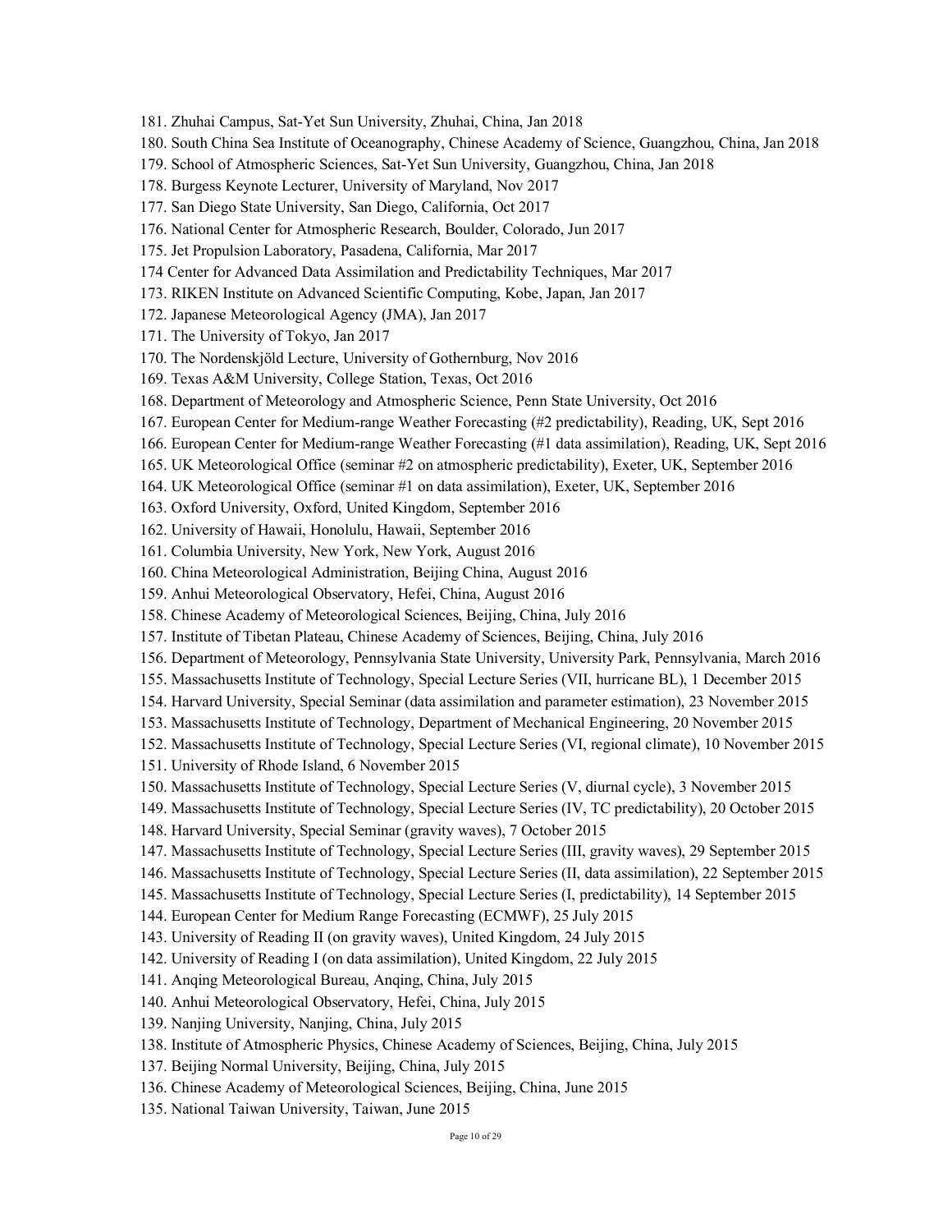181. Zhuhai Campus, Sat-Yet Sun University, Zhuhai, China, Jan 2018
180. South China Sea Institute of Oceanography, Chinese Academy of Science, Guangzhou, China, Jan 2018
179. School of Atmospheric Sciences, Sat-Yet Sun University, Guangzhou, China, Jan 2018
178. Burgess Keynote Lecturer, University of Maryland, Nov 2017
177. San Diego State University, San Diego, California, Oct 2017
176. National Center for Atmospheric Research, Boulder, Colorado, Jun 2017
175. Jet Propulsion Laboratory, Pasadena, California, Mar 2017
174 Center for Advanced Data Assimilation and Predictability Techniques, Mar 2017
173. RIKEN Institute on Advanced Scientific Computing, Kobe, Japan, Jan 2017
172. Japanese Meteorological Agency (JMA), Jan 2017
171. The University of Tokyo, Jan 2017
170. The Nordenskjöld Lecture, University of Gothernburg, Nov 2016
169. Texas A&M University, College Station, Texas, Oct 2016
168. Department of Meteorology and Atmospheric Science, Penn State University, Oct 2016
167. European Center for Medium-range Weather Forecasting (#2 predictability), Reading, UK, Sept 2016
166. European Center for Medium-range Weather Forecasting (#1 data assimilation), Reading, UK, Sept 2016
165. UK Meteorological Office (seminar #2 on atmospheric predictability), Exeter, UK, September 2016
164. UK Meteorological Office (seminar #1 on data assimilation), Exeter, UK, September 2016
163. Oxford University, Oxford, United Kingdom, September 2016
162. University of Hawaii, Honolulu, Hawaii, September 2016
161. Columbia University, New York, New York, August 2016
160. China Meteorological Administration, Beijing China, August 2016
159. Anhui Meteorological Observatory, Hefei, China, August 2016
158. Chinese Academy of Meteorological Sciences, Beijing, China, July 2016
157. Institute of Tibetan Plateau, Chinese Academy of Sciences, Beijing, China, July 2016
156. Department of Meteorology, Pennsylvania State University, University Park, Pennsylvania, March 2016
155. Massachusetts Institute of Technology, Special Lecture Series (VII, hurricane BL), 1 December 2015
154. Harvard University, Special Seminar (data assimilation and parameter estimation), 23 November 2015
153. Massachusetts Institute of Technology, Department of Mechanical Engineering, 20 November 2015
152. Massachusetts Institute of Technology, Special Lecture Series (VI, regional climate), 10 November 2015
151. University of Rhode Island, 6 November 2015
150. Massachusetts Institute of Technology, Special Lecture Series (V, diurnal cycle), 3 November 2015
149. Massachusetts Institute of Technology, Special Lecture Series (IV, TC predictability), 20 October 2015
148. Harvard University, Special Seminar (gravity waves), 7 October 2015
147. Massachusetts Institute of Technology, Special Lecture Series (III, gravity waves), 29 September 2015
146. Massachusetts Institute of Technology, Special Lecture Series (II, data assimilation), 22 September 2015
145. Massachusetts Institute of Technology, Special Lecture Series (I, predictability), 14 September 2015
144. European Center for Medium Range Forecasting (ECMWF), 25 July 2015
143. University of Reading II (on gravity waves), United Kingdom, 24 July 2015
142. University of Reading I (on data assimilation), United Kingdom, 22 July 2015
141. Anqing Meteorological Bureau, Anqing, China, July 2015
140. Anhui Meteorological Observatory, Hefei, China, July 2015
139. Nanjing University, Nanjing, China, July 2015
138. Institute of Atmospheric Physics, Chinese Academy of Sciences, Beijing, China, July 2015
137. Beijing Normal University, Beijing, China, July 2015
136. Chinese Academy of Meteorological Sciences, Beijing, China, June 2015
135. National Taiwan University, Taiwan, June 2015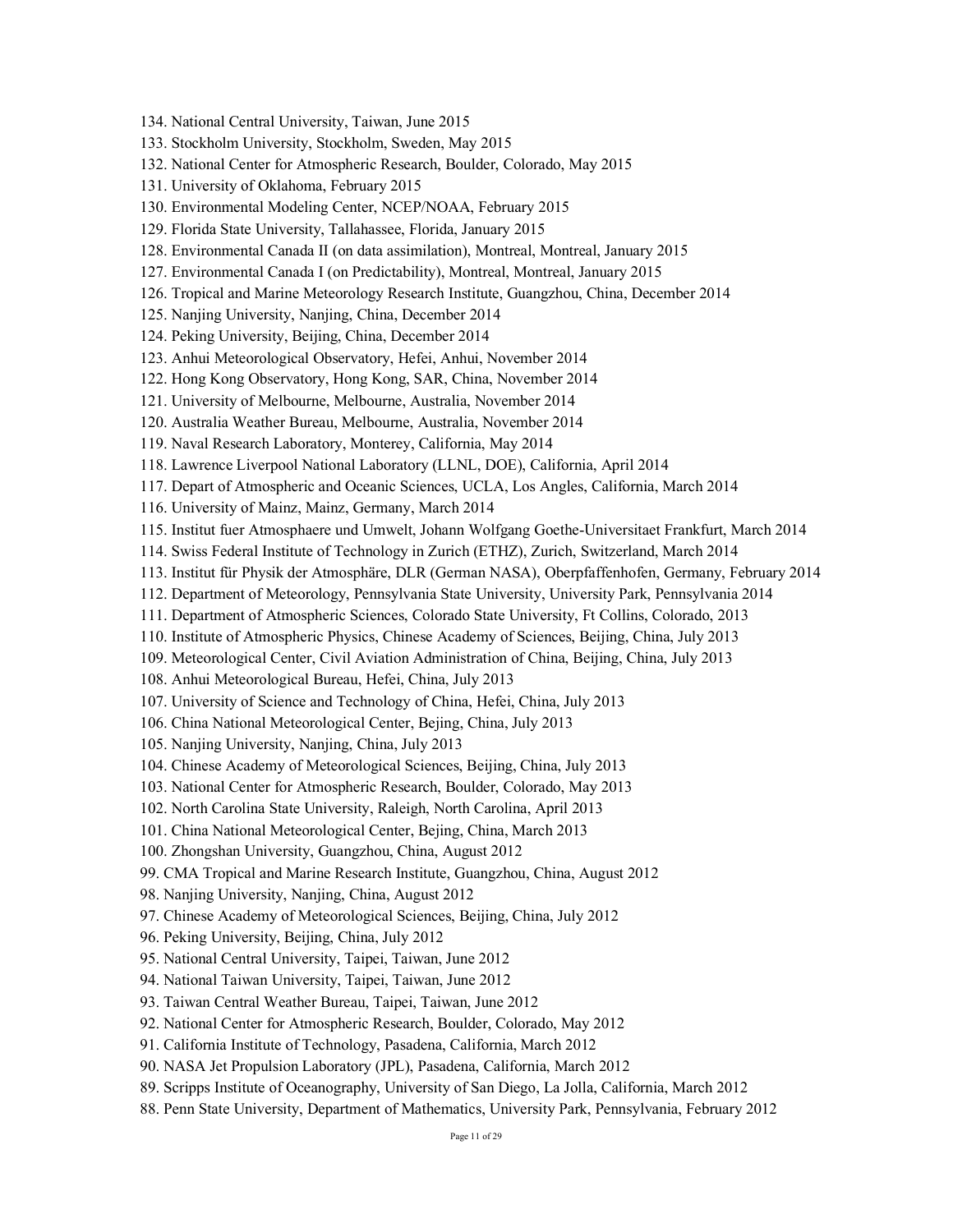134. National Central University, Taiwan, June 2015
133. Stockholm University, Stockholm, Sweden, May 2015
132. National Center for Atmospheric Research, Boulder, Colorado, May 2015
131. University of Oklahoma, February 2015
130. Environmental Modeling Center, NCEP/NOAA, February 2015
129. Florida State University, Tallahassee, Florida, January 2015
128. Environmental Canada II (on data assimilation), Montreal, Montreal, January 2015
127. Environmental Canada I (on Predictability), Montreal, Montreal, January 2015
126. Tropical and Marine Meteorology Research Institute, Guangzhou, China, December 2014
125. Nanjing University, Nanjing, China, December 2014
124. Peking University, Beijing, China, December 2014
123. Anhui Meteorological Observatory, Hefei, Anhui, November 2014
122. Hong Kong Observatory, Hong Kong, SAR, China, November 2014
121. University of Melbourne, Melbourne, Australia, November 2014
120. Australia Weather Bureau, Melbourne, Australia, November 2014
119. Naval Research Laboratory, Monterey, California, May 2014
118. Lawrence Liverpool National Laboratory (LLNL, DOE), California, April 2014
117. Depart of Atmospheric and Oceanic Sciences, UCLA, Los Angles, California, March 2014
116. University of Mainz, Mainz, Germany, March 2014
115. Institut fuer Atmosphaere und Umwelt, Johann Wolfgang Goethe-Universitaet Frankfurt, March 2014
114. Swiss Federal Institute of Technology in Zurich (ETHZ), Zurich, Switzerland, March 2014
113. Institut für Physik der Atmosphäre, DLR (German NASA), Oberpfaffenhofen, Germany, February 2014
112. Department of Meteorology, Pennsylvania State University, University Park, Pennsylvania 2014
111. Department of Atmospheric Sciences, Colorado State University, Ft Collins, Colorado, 2013
110. Institute of Atmospheric Physics, Chinese Academy of Sciences, Beijing, China, July 2013
109. Meteorological Center, Civil Aviation Administration of China, Beijing, China, July 2013
108. Anhui Meteorological Bureau, Hefei, China, July 2013
107. University of Science and Technology of China, Hefei, China, July 2013
106. China National Meteorological Center, Bejing, China, July 2013
105. Nanjing University, Nanjing, China, July 2013
104. Chinese Academy of Meteorological Sciences, Beijing, China, July 2013
103. National Center for Atmospheric Research, Boulder, Colorado, May 2013
102. North Carolina State University, Raleigh, North Carolina, April 2013
101. China National Meteorological Center, Bejing, China, March 2013
100. Zhongshan University, Guangzhou, China, August 2012
99. CMA Tropical and Marine Research Institute, Guangzhou, China, August 2012
98. Nanjing University, Nanjing, China, August 2012
97. Chinese Academy of Meteorological Sciences, Beijing, China, July 2012
96. Peking University, Beijing, China, July 2012
95. National Central University, Taipei, Taiwan, June 2012
94. National Taiwan University, Taipei, Taiwan, June 2012
93. Taiwan Central Weather Bureau, Taipei, Taiwan, June 2012
92. National Center for Atmospheric Research, Boulder, Colorado, May 2012
91. California Institute of Technology, Pasadena, California, March 2012
90. NASA Jet Propulsion Laboratory (JPL), Pasadena, California, March 2012
89. Scripps Institute of Oceanography, University of San Diego, La Jolla, California, March 2012
88. Penn State University, Department of Mathematics, University Park, Pennsylvania, February 2012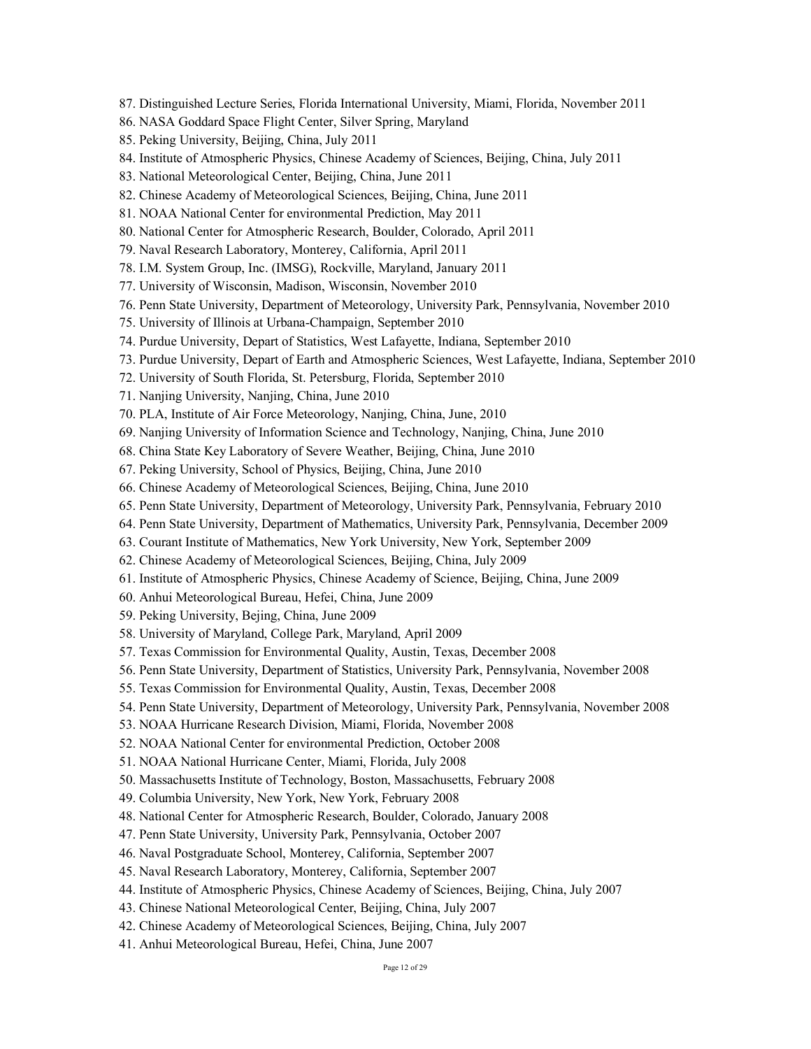87. Distinguished Lecture Series, Florida International University, Miami, Florida, November 2011
86. NASA Goddard Space Flight Center, Silver Spring, Maryland
85. Peking University, Beijing, China, July 2011
84. Institute of Atmospheric Physics, Chinese Academy of Sciences, Beijing, China, July 2011
83. National Meteorological Center, Beijing, China, June 2011
82. Chinese Academy of Meteorological Sciences, Beijing, China, June 2011
81. NOAA National Center for environmental Prediction, May 2011
80. National Center for Atmospheric Research, Boulder, Colorado, April 2011
79. Naval Research Laboratory, Monterey, California, April 2011
78. I.M. System Group, Inc. (IMSG), Rockville, Maryland, January 2011
77. University of Wisconsin, Madison, Wisconsin, November 2010
76. Penn State University, Department of Meteorology, University Park, Pennsylvania, November 2010
75. University of Illinois at Urbana-Champaign, September 2010
74. Purdue University, Depart of Statistics, West Lafayette, Indiana, September 2010
73. Purdue University, Depart of Earth and Atmospheric Sciences, West Lafayette, Indiana, September 2010
72. University of South Florida, St. Petersburg, Florida, September 2010
71. Nanjing University, Nanjing, China, June 2010
70. PLA, Institute of Air Force Meteorology, Nanjing, China, June, 2010
69. Nanjing University of Information Science and Technology, Nanjing, China, June 2010
68. China State Key Laboratory of Severe Weather, Beijing, China, June 2010
67. Peking University, School of Physics, Beijing, China, June 2010
66. Chinese Academy of Meteorological Sciences, Beijing, China, June 2010
65. Penn State University, Department of Meteorology, University Park, Pennsylvania, February 2010
64. Penn State University, Department of Mathematics, University Park, Pennsylvania, December 2009
63. Courant Institute of Mathematics, New York University, New York, September 2009
62. Chinese Academy of Meteorological Sciences, Beijing, China, July 2009
61. Institute of Atmospheric Physics, Chinese Academy of Science, Beijing, China, June 2009
60. Anhui Meteorological Bureau, Hefei, China, June 2009
59. Peking University, Bejing, China, June 2009
58. University of Maryland, College Park, Maryland, April 2009
57. Texas Commission for Environmental Quality, Austin, Texas, December 2008
56. Penn State University, Department of Statistics, University Park, Pennsylvania, November 2008
55. Texas Commission for Environmental Quality, Austin, Texas, December 2008
54. Penn State University, Department of Meteorology, University Park, Pennsylvania, November 2008
53. NOAA Hurricane Research Division, Miami, Florida, November 2008
52. NOAA National Center for environmental Prediction, October 2008
51. NOAA National Hurricane Center, Miami, Florida, July 2008
50. Massachusetts Institute of Technology, Boston, Massachusetts, February 2008
49. Columbia University, New York, New York, February 2008
48. National Center for Atmospheric Research, Boulder, Colorado, January 2008
47. Penn State University, University Park, Pennsylvania, October 2007
46. Naval Postgraduate School, Monterey, California, September 2007
45. Naval Research Laboratory, Monterey, California, September 2007
44. Institute of Atmospheric Physics, Chinese Academy of Sciences, Beijing, China, July 2007
43. Chinese National Meteorological Center, Beijing, China, July 2007
42. Chinese Academy of Meteorological Sciences, Beijing, China, July 2007
41. Anhui Meteorological Bureau, Hefei, China, June 2007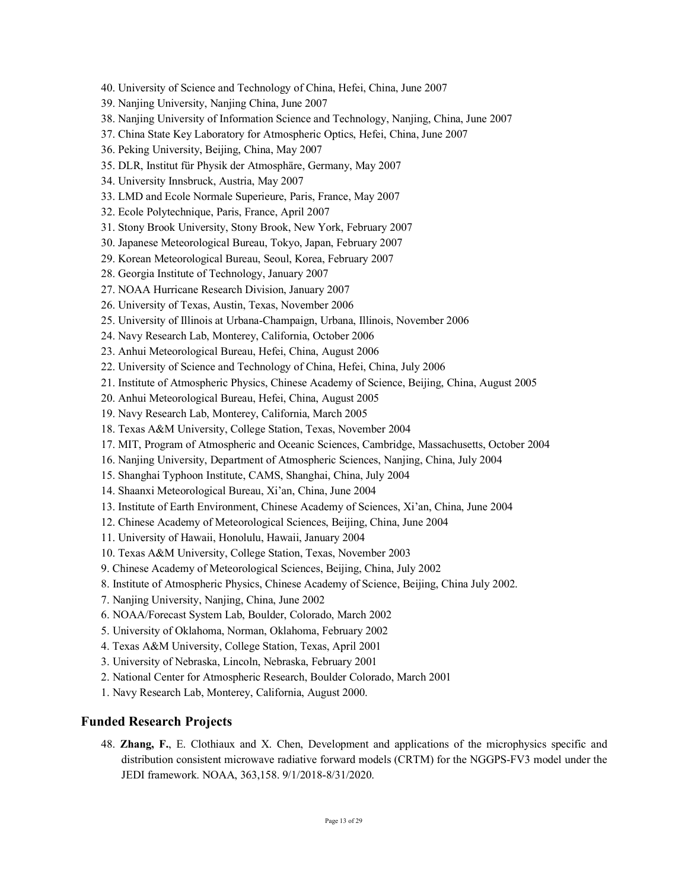40. University of Science and Technology of China, Hefei, China, June 2007
39. Nanjing University, Nanjing China, June 2007
38. Nanjing University of Information Science and Technology, Nanjing, China, June 2007
37. China State Key Laboratory for Atmospheric Optics, Hefei, China, June 2007
36. Peking University, Beijing, China, May 2007
35. DLR, Institut für Physik der Atmosphäre, Germany, May 2007
34. University Innsbruck, Austria, May 2007
33. LMD and Ecole Normale Superieure, Paris, France, May 2007
32. Ecole Polytechnique, Paris, France, April 2007
31. Stony Brook University, Stony Brook, New York, February 2007
30. Japanese Meteorological Bureau, Tokyo, Japan, February 2007
29. Korean Meteorological Bureau, Seoul, Korea, February 2007
28. Georgia Institute of Technology, January 2007
27. NOAA Hurricane Research Division, January 2007
26. University of Texas, Austin, Texas, November 2006
25. University of Illinois at Urbana-Champaign, Urbana, Illinois, November 2006
24. Navy Research Lab, Monterey, California, October 2006
23. Anhui Meteorological Bureau, Hefei, China, August 2006
22. University of Science and Technology of China, Hefei, China, July 2006
21. Institute of Atmospheric Physics, Chinese Academy of Science, Beijing, China, August 2005
20. Anhui Meteorological Bureau, Hefei, China, August 2005
19. Navy Research Lab, Monterey, California, March 2005
18. Texas A&M University, College Station, Texas, November 2004
17. MIT, Program of Atmospheric and Oceanic Sciences, Cambridge, Massachusetts, October 2004
16. Nanjing University, Department of Atmospheric Sciences, Nanjing, China, July 2004
15. Shanghai Typhoon Institute, CAMS, Shanghai, China, July 2004
14. Shaanxi Meteorological Bureau, Xi'an, China, June 2004
13. Institute of Earth Environment, Chinese Academy of Sciences, Xi'an, China, June 2004
12. Chinese Academy of Meteorological Sciences, Beijing, China, June 2004
11. University of Hawaii, Honolulu, Hawaii, January 2004
10. Texas A&M University, College Station, Texas, November 2003
9. Chinese Academy of Meteorological Sciences, Beijing, China, July 2002
8. Institute of Atmospheric Physics, Chinese Academy of Science, Beijing, China July 2002.
7. Nanjing University, Nanjing, China, June 2002
6. NOAA/Forecast System Lab, Boulder, Colorado, March 2002
5. University of Oklahoma, Norman, Oklahoma, February 2002
4. Texas A&M University, College Station, Texas, April 2001
3. University of Nebraska, Lincoln, Nebraska, February 2001
2. National Center for Atmospheric Research, Boulder Colorado, March 2001
1. Navy Research Lab, Monterey, California, August 2000.

## Funded Research Projects

48. **Zhang, F.**, E. Clothiaux and X. Chen, Development and applications of the microphysics specific and distribution consistent microwave radiative forward models (CRTM) for the NGGPS-FV3 model under the JEDI framework. NOAA, 363,158. 9/1/2018-8/31/2020.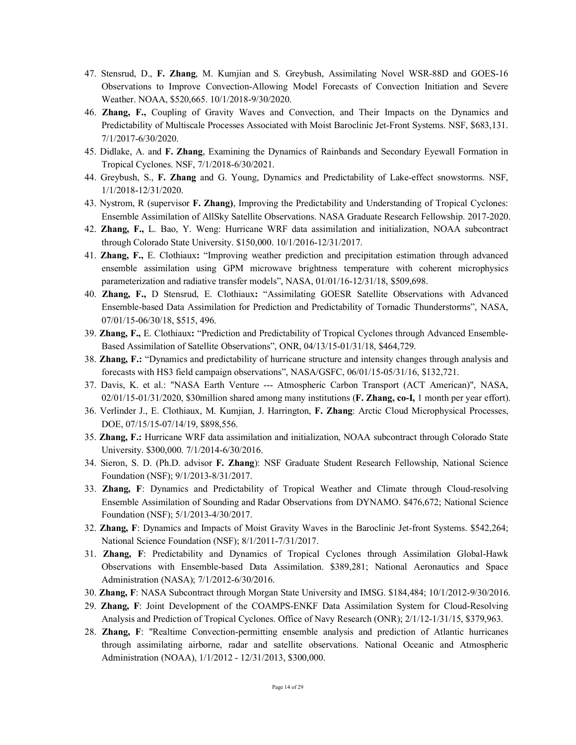47. Stensrud, D., **F. Zhang**, M. Kumjian and S. Greybush, Assimilating Novel WSR-88D and GOES-16 Observations to Improve Convection-Allowing Model Forecasts of Convection Initiation and Severe Weather. NOAA, $520,665. 10/1/2018-9/30/2020.
46. **Zhang, F.,** Coupling of Gravity Waves and Convection, and Their Impacts on the Dynamics and Predictability of Multiscale Processes Associated with Moist Baroclinic Jet-Front Systems. NSF, $683,131. 7/1/2017-6/30/2020.
45. Didlake, A. and **F. Zhang**, Examining the Dynamics of Rainbands and Secondary Eyewall Formation in Tropical Cyclones. NSF, 7/1/2018-6/30/2021.
44. Greybush, S., **F. Zhang** and G. Young, Dynamics and Predictability of Lake-effect snowstorms. NSF, 1/1/2018-12/31/2020.
43. Nystrom, R (supervisor **F. Zhang)**, Improving the Predictability and Understanding of Tropical Cyclones: Ensemble Assimilation of AllSky Satellite Observations. NASA Graduate Research Fellowship. 2017-2020.
42. **Zhang, F.,** L. Bao, Y. Weng: Hurricane WRF data assimilation and initialization, NOAA subcontract through Colorado State University. $150,000. 10/1/2016-12/31/2017.
41. **Zhang, F.,** E. Clothiaux**:** "Improving weather prediction and precipitation estimation through advanced ensemble assimilation using GPM microwave brightness temperature with coherent microphysics parameterization and radiative transfer models", NASA, 01/01/16-12/31/18, $509,698.
40. **Zhang, F.,** D Stensrud, E. Clothiaux**:** "Assimilating GOESR Satellite Observations with Advanced Ensemble-based Data Assimilation for Prediction and Predictability of Tornadic Thunderstorms", NASA, 07/01/15-06/30/18, $515, 496.
39. **Zhang, F.,** E. Clothiaux**:** "Prediction and Predictability of Tropical Cyclones through Advanced Ensemble-Based Assimilation of Satellite Observations", ONR, 04/13/15-01/31/18, $464,729.
38. **Zhang, F.:** "Dynamics and predictability of hurricane structure and intensity changes through analysis and forecasts with HS3 field campaign observations", NASA/GSFC, 06/01/15-05/31/16, $132,721.
37. Davis, K. et al.: "NASA Earth Venture --- Atmospheric Carbon Transport (ACT American)", NASA, 02/01/15-01/31/2020, $30million shared among many institutions (**F. Zhang, co-I,** 1 month per year effort).
36. Verlinder J., E. Clothiaux, M. Kumjian, J. Harrington, **F. Zhang**: Arctic Cloud Microphysical Processes, DOE, 07/15/15-07/14/19, $898,556.
35. **Zhang, F.:** Hurricane WRF data assimilation and initialization, NOAA subcontract through Colorado State University. $300,000. 7/1/2014-6/30/2016.
34. Sieron, S. D. (Ph.D. advisor **F. Zhang**): NSF Graduate Student Research Fellowship, National Science Foundation (NSF); 9/1/2013-8/31/2017.
33. **Zhang, F**: Dynamics and Predictability of Tropical Weather and Climate through Cloud-resolving Ensemble Assimilation of Sounding and Radar Observations from DYNAMO. $476,672; National Science Foundation (NSF); 5/1/2013-4/30/2017.
32. **Zhang, F**: Dynamics and Impacts of Moist Gravity Waves in the Baroclinic Jet-front Systems. $542,264; National Science Foundation (NSF); 8/1/2011-7/31/2017.
31. **Zhang, F**: Predictability and Dynamics of Tropical Cyclones through Assimilation Global-Hawk Observations with Ensemble-based Data Assimilation. $389,281; National Aeronautics and Space Administration (NASA); 7/1/2012-6/30/2016.
30. **Zhang, F**: NASA Subcontract through Morgan State University and IMSG. $184,484; 10/1/2012-9/30/2016.
29. **Zhang, F**: Joint Development of the COAMPS-ENKF Data Assimilation System for Cloud-Resolving Analysis and Prediction of Tropical Cyclones. Office of Navy Research (ONR); 2/1/12-1/31/15, $379,963.
28. **Zhang, F**: "Realtime Convection-permitting ensemble analysis and prediction of Atlantic hurricanes through assimilating airborne, radar and satellite observations. National Oceanic and Atmospheric Administration (NOAA), 1/1/2012 - 12/31/2013, $300,000.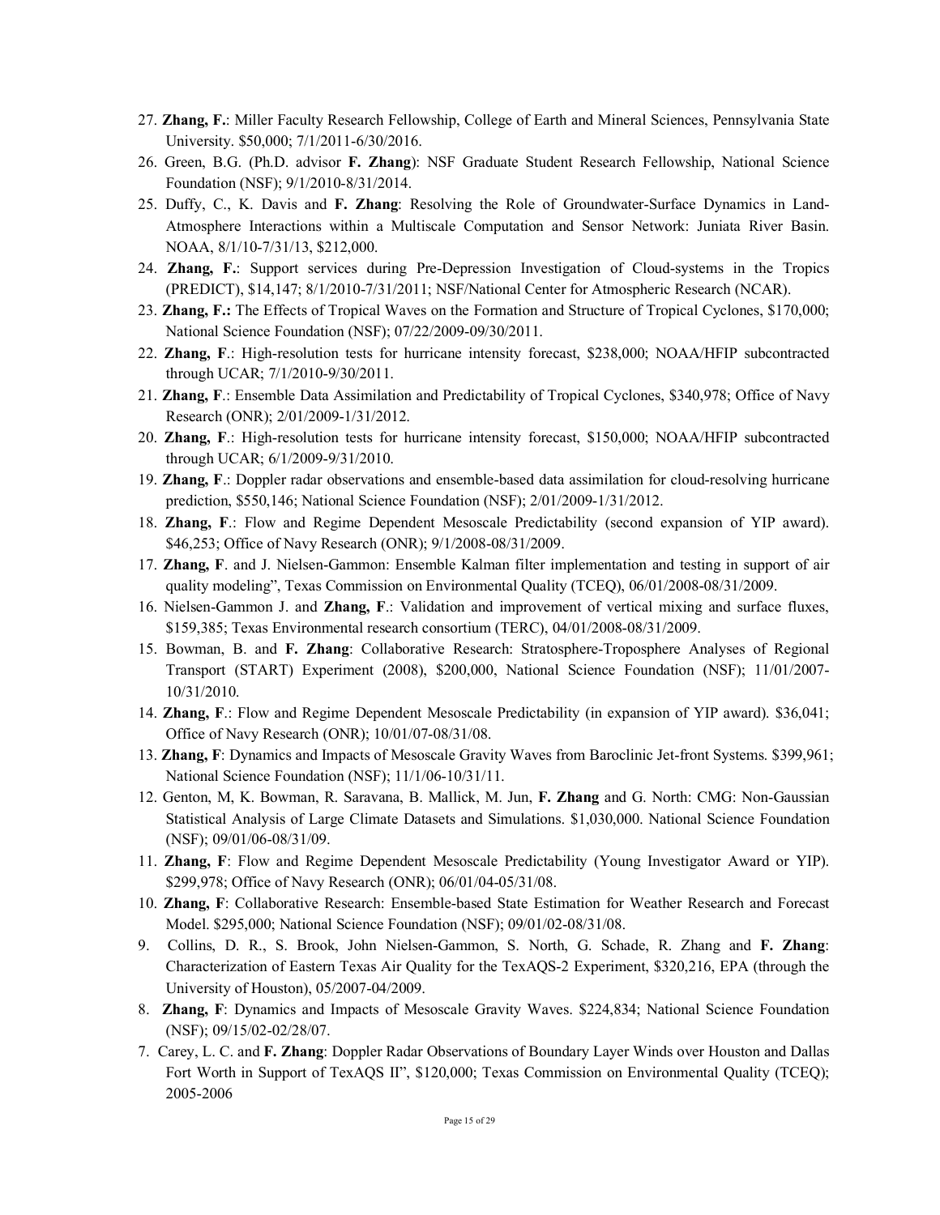27. **Zhang, F.**: Miller Faculty Research Fellowship, College of Earth and Mineral Sciences, Pennsylvania State University. $50,000; 7/1/2011-6/30/2016.
26. Green, B.G. (Ph.D. advisor **F. Zhang**): NSF Graduate Student Research Fellowship, National Science Foundation (NSF); 9/1/2010-8/31/2014.
25. Duffy, C., K. Davis and **F. Zhang**: Resolving the Role of Groundwater-Surface Dynamics in Land-Atmosphere Interactions within a Multiscale Computation and Sensor Network: Juniata River Basin. NOAA, 8/1/10-7/31/13, $212,000.
24. **Zhang, F.**: Support services during Pre-Depression Investigation of Cloud-systems in the Tropics (PREDICT), $14,147; 8/1/2010-7/31/2011; NSF/National Center for Atmospheric Research (NCAR).
23. **Zhang, F.:** The Effects of Tropical Waves on the Formation and Structure of Tropical Cyclones, $170,000; National Science Foundation (NSF); 07/22/2009-09/30/2011.
22. **Zhang, F**.: High-resolution tests for hurricane intensity forecast, $238,000; NOAA/HFIP subcontracted through UCAR; 7/1/2010-9/30/2011.
21. **Zhang, F**.: Ensemble Data Assimilation and Predictability of Tropical Cyclones, $340,978; Office of Navy Research (ONR); 2/01/2009-1/31/2012.
20. **Zhang, F**.: High-resolution tests for hurricane intensity forecast, $150,000; NOAA/HFIP subcontracted through UCAR; 6/1/2009-9/31/2010.
19. **Zhang, F**.: Doppler radar observations and ensemble-based data assimilation for cloud-resolving hurricane prediction, $550,146; National Science Foundation (NSF); 2/01/2009-1/31/2012.
18. **Zhang, F**.: Flow and Regime Dependent Mesoscale Predictability (second expansion of YIP award). $46,253; Office of Navy Research (ONR); 9/1/2008-08/31/2009.
17. **Zhang, F**. and J. Nielsen-Gammon: Ensemble Kalman filter implementation and testing in support of air quality modeling", Texas Commission on Environmental Quality (TCEQ), 06/01/2008-08/31/2009.
16. Nielsen-Gammon J. and **Zhang, F**.: Validation and improvement of vertical mixing and surface fluxes, $159,385; Texas Environmental research consortium (TERC), 04/01/2008-08/31/2009.
15. Bowman, B. and **F. Zhang**: Collaborative Research: Stratosphere-Troposphere Analyses of Regional Transport (START) Experiment (2008), $200,000, National Science Foundation (NSF); 11/01/2007-10/31/2010.
14. **Zhang, F**.: Flow and Regime Dependent Mesoscale Predictability (in expansion of YIP award). $36,041; Office of Navy Research (ONR); 10/01/07-08/31/08.
13. **Zhang, F**: Dynamics and Impacts of Mesoscale Gravity Waves from Baroclinic Jet-front Systems. $399,961; National Science Foundation (NSF); 11/1/06-10/31/11.
12. Genton, M, K. Bowman, R. Saravana, B. Mallick, M. Jun, **F. Zhang** and G. North: CMG: Non-Gaussian Statistical Analysis of Large Climate Datasets and Simulations. $1,030,000. National Science Foundation (NSF); 09/01/06-08/31/09.
11. **Zhang, F**: Flow and Regime Dependent Mesoscale Predictability (Young Investigator Award or YIP). $299,978; Office of Navy Research (ONR); 06/01/04-05/31/08.
10. **Zhang, F**: Collaborative Research: Ensemble-based State Estimation for Weather Research and Forecast Model. $295,000; National Science Foundation (NSF); 09/01/02-08/31/08.
9. Collins, D. R., S. Brook, John Nielsen-Gammon, S. North, G. Schade, R. Zhang and **F. Zhang**: Characterization of Eastern Texas Air Quality for the TexAQS-2 Experiment, $320,216, EPA (through the University of Houston), 05/2007-04/2009.
8. **Zhang, F**: Dynamics and Impacts of Mesoscale Gravity Waves. $224,834; National Science Foundation (NSF); 09/15/02-02/28/07.
7. Carey, L. C. and **F. Zhang**: Doppler Radar Observations of Boundary Layer Winds over Houston and Dallas Fort Worth in Support of TexAQS II", $120,000; Texas Commission on Environmental Quality (TCEQ); 2005-2006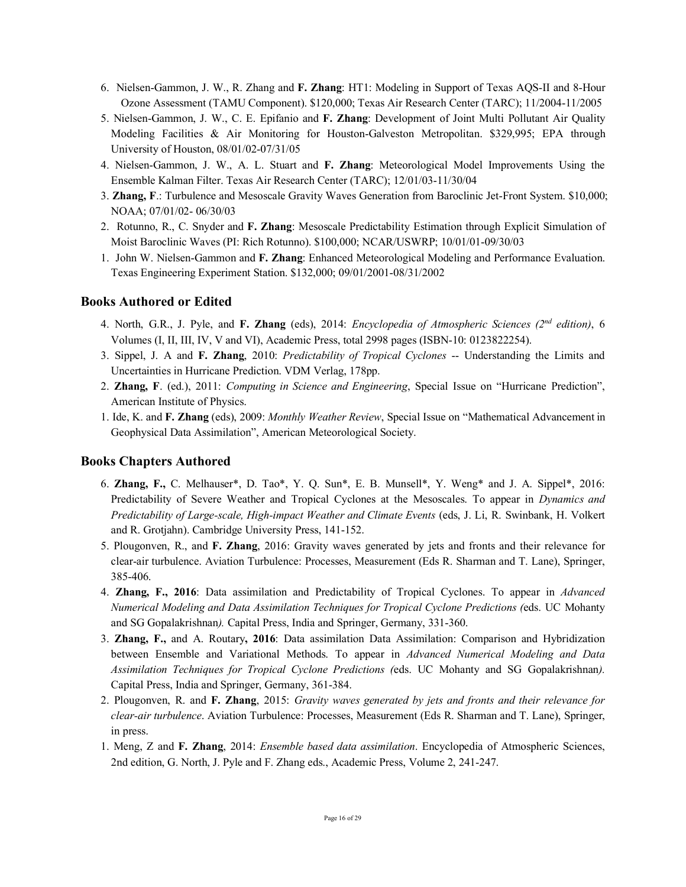6. Nielsen-Gammon, J. W., R. Zhang and **F. Zhang**: HT1: Modeling in Support of Texas AQS-II and 8-Hour Ozone Assessment (TAMU Component). $120,000; Texas Air Research Center (TARC); 11/2004-11/2005
5. Nielsen-Gammon, J. W., C. E. Epifanio and **F. Zhang**: Development of Joint Multi Pollutant Air Quality Modeling Facilities & Air Monitoring for Houston-Galveston Metropolitan. $329,995; EPA through University of Houston, 08/01/02-07/31/05
4. Nielsen-Gammon, J. W., A. L. Stuart and **F. Zhang**: Meteorological Model Improvements Using the Ensemble Kalman Filter. Texas Air Research Center (TARC); 12/01/03-11/30/04
3. **Zhang, F**.: Turbulence and Mesoscale Gravity Waves Generation from Baroclinic Jet-Front System. $10,000; NOAA; 07/01/02- 06/30/03
2. Rotunno, R., C. Snyder and **F. Zhang**: Mesoscale Predictability Estimation through Explicit Simulation of Moist Baroclinic Waves (PI: Rich Rotunno). $100,000; NCAR/USWRP; 10/01/01-09/30/03
1. John W. Nielsen-Gammon and **F. Zhang**: Enhanced Meteorological Modeling and Performance Evaluation. Texas Engineering Experiment Station. $132,000; 09/01/2001-08/31/2002

## Books Authored or Edited

4. North, G.R., J. Pyle, and **F. Zhang** (eds), 2014: *Encyclopedia of Atmospheric Sciences (2nd edition)*, 6 Volumes (I, II, III, IV, V and VI), Academic Press, total 2998 pages (ISBN-10: 0123822254).
3. Sippel, J. A and **F. Zhang**, 2010: *Predictability of Tropical Cyclones* -- Understanding the Limits and Uncertainties in Hurricane Prediction. VDM Verlag, 178pp.
2. **Zhang, F**. (ed.), 2011: *Computing in Science and Engineering*, Special Issue on "Hurricane Prediction", American Institute of Physics.
1. Ide, K. and **F. Zhang** (eds), 2009: *Monthly Weather Review*, Special Issue on "Mathematical Advancement in Geophysical Data Assimilation", American Meteorological Society.

## Books Chapters Authored

6. **Zhang, F.,** C. Melhauser*, D. Tao*, Y. Q. Sun*, E. B. Munsell*, Y. Weng* and J. A. Sippel*, 2016: Predictability of Severe Weather and Tropical Cyclones at the Mesoscales. To appear in *Dynamics and Predictability of Large-scale, High-impact Weather and Climate Events* (eds, J. Li, R. Swinbank, H. Volkert and R. Grotjahn). Cambridge University Press, 141-152.
5. Plougonven, R., and **F. Zhang**, 2016: Gravity waves generated by jets and fronts and their relevance for clear-air turbulence. Aviation Turbulence: Processes, Measurement (Eds R. Sharman and T. Lane), Springer, 385-406.
4. **Zhang, F., 2016**: Data assimilation and Predictability of Tropical Cyclones. To appear in *Advanced Numerical Modeling and Data Assimilation Techniques for Tropical Cyclone Predictions (*eds. UC Mohanty and SG Gopalakrishnan*).* Capital Press, India and Springer, Germany, 331-360.
3. **Zhang, F.,** and A. Routary**, 2016**: Data assimilation Data Assimilation: Comparison and Hybridization between Ensemble and Variational Methods. To appear in *Advanced Numerical Modeling and Data Assimilation Techniques for Tropical Cyclone Predictions (*eds. UC Mohanty and SG Gopalakrishnan*).* Capital Press, India and Springer, Germany, 361-384.
2. Plougonven, R. and **F. Zhang**, 2015: *Gravity waves generated by jets and fronts and their relevance for clear-air turbulence*. Aviation Turbulence: Processes, Measurement (Eds R. Sharman and T. Lane), Springer, in press.
1. Meng, Z and **F. Zhang**, 2014: *Ensemble based data assimilation*. Encyclopedia of Atmospheric Sciences, 2nd edition, G. North, J. Pyle and F. Zhang eds., Academic Press, Volume 2, 241-247.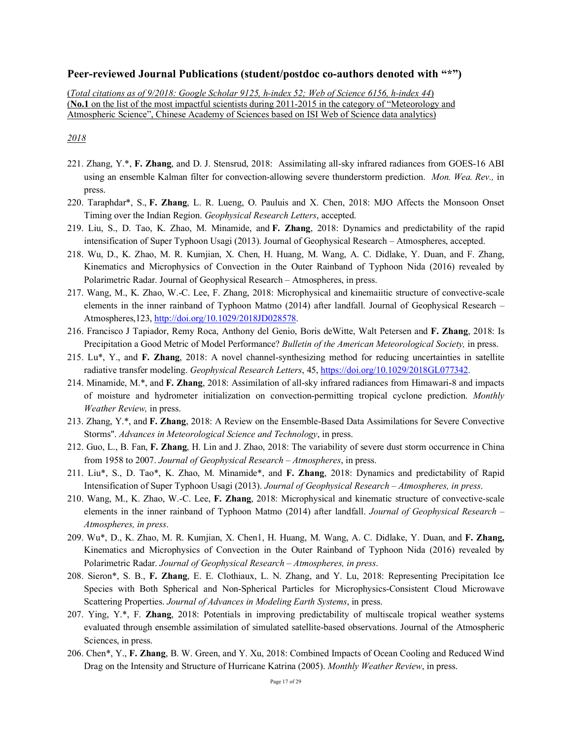## Peer-reviewed Journal Publications (student/postdoc co-authors denoted with "*")

(*Total citations as of 9/2018: Google Scholar 9125, h-index 52; Web of Science 6156, h-index 44*)
(**No.1** on the list of the most impactful scientists during 2011-2015 in the category of "Meteorology and Atmospheric Science", Chinese Academy of Sciences based on ISI Web of Science data analytics)

*2018*

221. Zhang, Y.*, **F. Zhang**, and D. J. Stensrud, 2018: Assimilating all-sky infrared radiances from GOES-16 ABI using an ensemble Kalman filter for convection-allowing severe thunderstorm prediction. *Mon. Wea. Rev.,* in press.
220. Taraphdar*, S., **F. Zhang**, L. R. Lueng, O. Pauluis and X. Chen, 2018: MJO Affects the Monsoon Onset Timing over the Indian Region. *Geophysical Research Letters*, accepted.
219. Liu, S., D. Tao, K. Zhao, M. Minamide, and **F. Zhang**, 2018: Dynamics and predictability of the rapid intensification of Super Typhoon Usagi (2013). Journal of Geophysical Research – Atmospheres, accepted.
218. Wu, D., K. Zhao, M. R. Kumjian, X. Chen, H. Huang, M. Wang, A. C. Didlake, Y. Duan, and F. Zhang, Kinematics and Microphysics of Convection in the Outer Rainband of Typhoon Nida (2016) revealed by Polarimetric Radar. Journal of Geophysical Research – Atmospheres, in press.
217. Wang, M., K. Zhao, W.-C. Lee, F. Zhang, 2018: Microphysical and kinemaiitic structure of convective-scale elements in the inner rainband of Typhoon Matmo (2014) after landfall. Journal of Geophysical Research – Atmospheres,123, http://doi.org/10.1029/2018JD028578.
216. Francisco J Tapiador, Remy Roca, Anthony del Genio, Boris deWitte, Walt Petersen and **F. Zhang**, 2018: Is Precipitation a Good Metric of Model Performance? *Bulletin of the American Meteorological Society,* in press.
215. Lu*, Y., and **F. Zhang**, 2018: A novel channel-synthesizing method for reducing uncertainties in satellite radiative transfer modeling. *Geophysical Research Letters*, 45, https://doi.org/10.1029/2018GL077342.
214. Minamide, M.*, and **F. Zhang**, 2018: Assimilation of all-sky infrared radiances from Himawari-8 and impacts of moisture and hydrometer initialization on convection-permitting tropical cyclone prediction. *Monthly Weather Review,* in press.
213. Zhang, Y.*, and **F. Zhang**, 2018: A Review on the Ensemble-Based Data Assimilations for Severe Convective Storms". *Advances in Meteorological Science and Technology*, in press.
212. Guo, L., B. Fan, **F. Zhang**, H. Lin and J. Zhao, 2018: The variability of severe dust storm occurrence in China from 1958 to 2007. *Journal of Geophysical Research – Atmospheres*, in press.
211. Liu*, S., D. Tao*, K. Zhao, M. Minamide*, and **F. Zhang**, 2018: Dynamics and predictability of Rapid Intensification of Super Typhoon Usagi (2013). *Journal of Geophysical Research – Atmospheres, in press*.
210. Wang, M., K. Zhao, W.-C. Lee, **F. Zhang**, 2018: Microphysical and kinematic structure of convective-scale elements in the inner rainband of Typhoon Matmo (2014) after landfall. *Journal of Geophysical Research – Atmospheres, in press*.
209. Wu*, D., K. Zhao, M. R. Kumjian, X. Chen1, H. Huang, M. Wang, A. C. Didlake, Y. Duan, and **F. Zhang,** Kinematics and Microphysics of Convection in the Outer Rainband of Typhoon Nida (2016) revealed by Polarimetric Radar. *Journal of Geophysical Research – Atmospheres, in press*.
208. Sieron*, S. B., **F. Zhang**, E. E. Clothiaux, L. N. Zhang, and Y. Lu, 2018: Representing Precipitation Ice Species with Both Spherical and Non-Spherical Particles for Microphysics-Consistent Cloud Microwave Scattering Properties. *Journal of Advances in Modeling Earth Systems*, in press.
207. Ying, Y.*, F. **Zhang**, 2018: Potentials in improving predictability of multiscale tropical weather systems evaluated through ensemble assimilation of simulated satellite-based observations. Journal of the Atmospheric Sciences, in press.
206. Chen*, Y., **F. Zhang**, B. W. Green, and Y. Xu, 2018: Combined Impacts of Ocean Cooling and Reduced Wind Drag on the Intensity and Structure of Hurricane Katrina (2005). *Monthly Weather Review*, in press.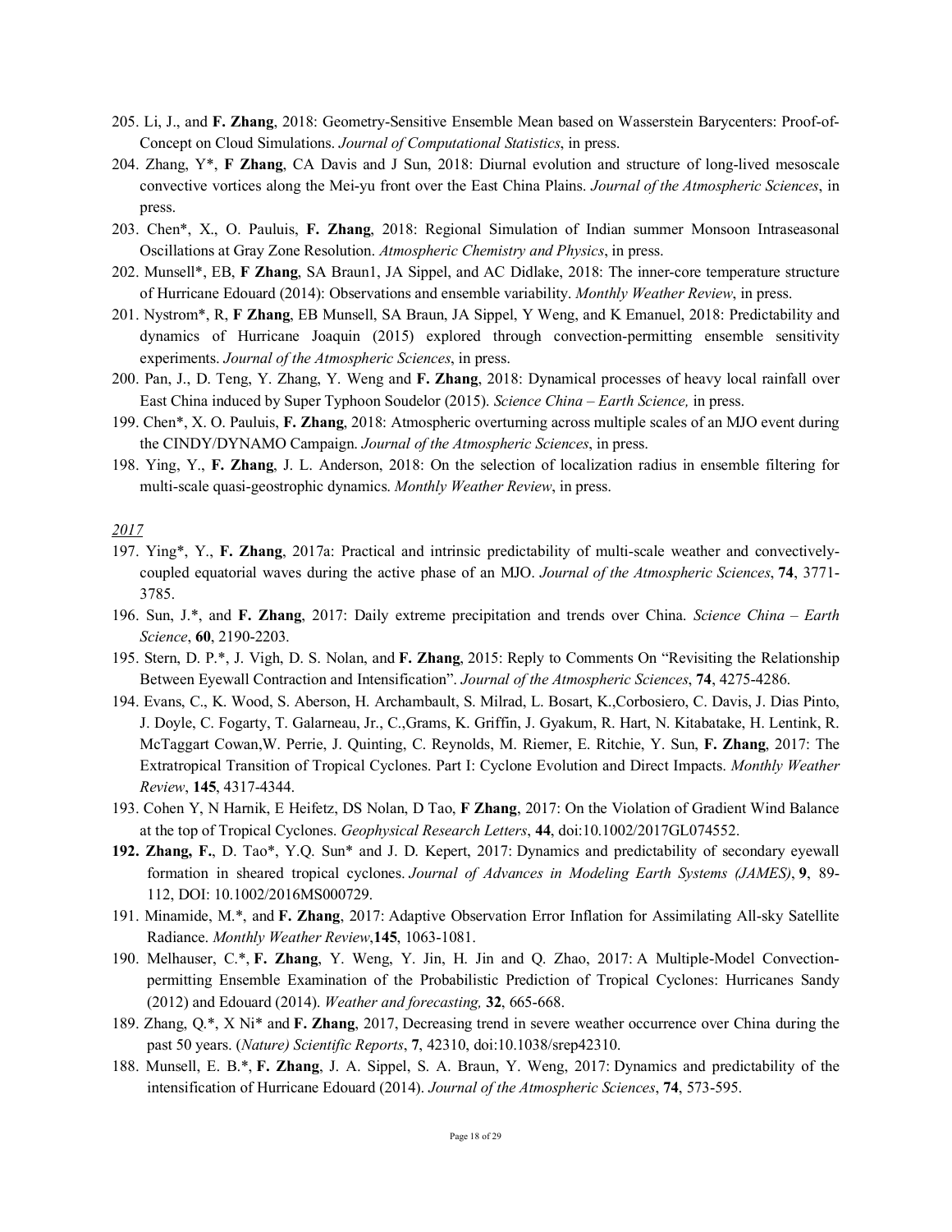205. Li, J., and **F. Zhang**, 2018: Geometry-Sensitive Ensemble Mean based on Wasserstein Barycenters: Proof-of-Concept on Cloud Simulations. *Journal of Computational Statistics*, in press.

204. Zhang, Y*, **F Zhang**, CA Davis and J Sun, 2018: Diurnal evolution and structure of long-lived mesoscale convective vortices along the Mei-yu front over the East China Plains. *Journal of the Atmospheric Sciences*, in press.

203. Chen*, X., O. Pauluis, **F. Zhang**, 2018: Regional Simulation of Indian summer Monsoon Intraseasonal Oscillations at Gray Zone Resolution. *Atmospheric Chemistry and Physics*, in press.

202. Munsell*, EB, **F Zhang**, SA Braun1, JA Sippel, and AC Didlake, 2018: The inner-core temperature structure of Hurricane Edouard (2014): Observations and ensemble variability. *Monthly Weather Review*, in press.

201. Nystrom*, R, **F Zhang**, EB Munsell, SA Braun, JA Sippel, Y Weng, and K Emanuel, 2018: Predictability and dynamics of Hurricane Joaquin (2015) explored through convection-permitting ensemble sensitivity experiments. *Journal of the Atmospheric Sciences*, in press.

200. Pan, J., D. Teng, Y. Zhang, Y. Weng and **F. Zhang**, 2018: Dynamical processes of heavy local rainfall over East China induced by Super Typhoon Soudelor (2015). *Science China – Earth Science,* in press.

199. Chen*, X. O. Pauluis, **F. Zhang**, 2018: Atmospheric overturning across multiple scales of an MJO event during the CINDY/DYNAMO Campaign. *Journal of the Atmospheric Sciences*, in press.

198. Ying, Y., **F. Zhang**, J. L. Anderson, 2018: On the selection of localization radius in ensemble filtering for multi-scale quasi-geostrophic dynamics. *Monthly Weather Review*, in press.

*2017*

197. Ying*, Y., **F. Zhang**, 2017a: Practical and intrinsic predictability of multi-scale weather and convectively-coupled equatorial waves during the active phase of an MJO. *Journal of the Atmospheric Sciences*, **74**, 3771-3785.

196. Sun, J.*, and **F. Zhang**, 2017: Daily extreme precipitation and trends over China. *Science China – Earth Science*, **60**, 2190-2203.

195. Stern, D. P.*, J. Vigh, D. S. Nolan, and **F. Zhang**, 2015: Reply to Comments On "Revisiting the Relationship Between Eyewall Contraction and Intensification". *Journal of the Atmospheric Sciences*, **74**, 4275-4286.

194. Evans, C., K. Wood, S. Aberson, H. Archambault, S. Milrad, L. Bosart, K.,Corbosiero, C. Davis, J. Dias Pinto, J. Doyle, C. Fogarty, T. Galarneau, Jr., C.,Grams, K. Griffin, J. Gyakum, R. Hart, N. Kitabatake, H. Lentink, R. McTaggart Cowan,W. Perrie, J. Quinting, C. Reynolds, M. Riemer, E. Ritchie, Y. Sun, **F. Zhang**, 2017: The Extratropical Transition of Tropical Cyclones. Part I: Cyclone Evolution and Direct Impacts. *Monthly Weather Review*, **145**, 4317-4344.

193. Cohen Y, N Harnik, E Heifetz, DS Nolan, D Tao, **F Zhang**, 2017: On the Violation of Gradient Wind Balance at the top of Tropical Cyclones. *Geophysical Research Letters*, **44**, doi:10.1002/2017GL074552.

**192. Zhang, F.**, D. Tao*, Y.Q. Sun* and J. D. Kepert, 2017: Dynamics and predictability of secondary eyewall formation in sheared tropical cyclones. *Journal of Advances in Modeling Earth Systems (JAMES)*, **9**, 89-112, DOI: 10.1002/2016MS000729.

191. Minamide, M.*, and **F. Zhang**, 2017: Adaptive Observation Error Inflation for Assimilating All-sky Satellite Radiance. *Monthly Weather Review*,**145**, 1063-1081.

190. Melhauser, C.*, **F. Zhang**, Y. Weng, Y. Jin, H. Jin and Q. Zhao, 2017: A Multiple-Model Convection-permitting Ensemble Examination of the Probabilistic Prediction of Tropical Cyclones: Hurricanes Sandy (2012) and Edouard (2014). *Weather and forecasting,* **32**, 665-668.

189. Zhang, Q.*, X Ni* and **F. Zhang**, 2017, Decreasing trend in severe weather occurrence over China during the past 50 years. (*Nature) Scientific Reports*, **7**, 42310, doi:10.1038/srep42310.

188. Munsell, E. B.*, **F. Zhang**, J. A. Sippel, S. A. Braun, Y. Weng, 2017: Dynamics and predictability of the intensification of Hurricane Edouard (2014). *Journal of the Atmospheric Sciences*, **74**, 573-595.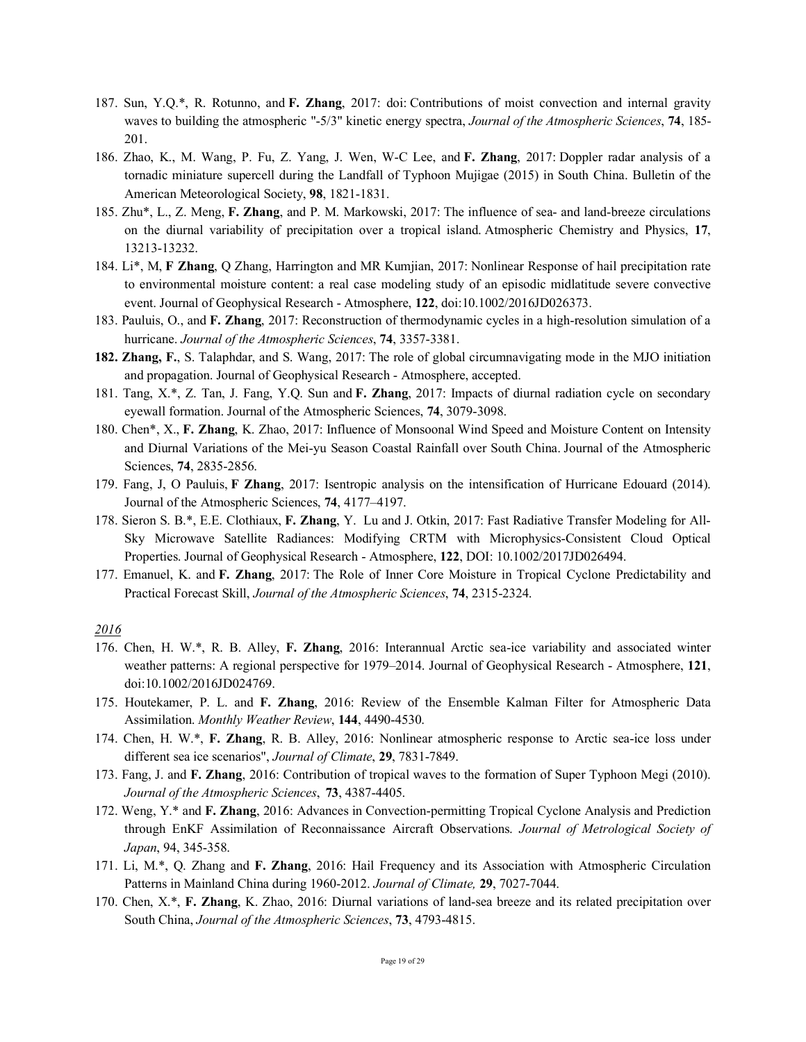187. Sun, Y.Q.*, R. Rotunno, and **F. Zhang**, 2017: doi: Contributions of moist convection and internal gravity waves to building the atmospheric "-5/3" kinetic energy spectra, *Journal of the Atmospheric Sciences*, **74**, 185-201.
186. Zhao, K., M. Wang, P. Fu, Z. Yang, J. Wen, W-C Lee, and **F. Zhang**, 2017: Doppler radar analysis of a tornadic miniature supercell during the Landfall of Typhoon Mujigae (2015) in South China. Bulletin of the American Meteorological Society, **98**, 1821-1831.
185. Zhu*, L., Z. Meng, **F. Zhang**, and P. M. Markowski, 2017: The influence of sea- and land-breeze circulations on the diurnal variability of precipitation over a tropical island. Atmospheric Chemistry and Physics, **17**, 13213-13232.
184. Li*, M, **F Zhang**, Q Zhang, Harrington and MR Kumjian, 2017: Nonlinear Response of hail precipitation rate to environmental moisture content: a real case modeling study of an episodic midlatitude severe convective event. Journal of Geophysical Research - Atmosphere, **122**, doi:10.1002/2016JD026373.
183. Pauluis, O., and **F. Zhang**, 2017: Reconstruction of thermodynamic cycles in a high-resolution simulation of a hurricane. *Journal of the Atmospheric Sciences*, **74**, 3357-3381.
**182. Zhang, F.**, S. Talaphdar, and S. Wang, 2017: The role of global circumnavigating mode in the MJO initiation and propagation. Journal of Geophysical Research - Atmosphere, accepted.
181. Tang, X.*, Z. Tan, J. Fang, Y.Q. Sun and **F. Zhang**, 2017: Impacts of diurnal radiation cycle on secondary eyewall formation. Journal of the Atmospheric Sciences, **74**, 3079-3098.
180. Chen*, X., **F. Zhang**, K. Zhao, 2017: Influence of Monsoonal Wind Speed and Moisture Content on Intensity and Diurnal Variations of the Mei-yu Season Coastal Rainfall over South China. Journal of the Atmospheric Sciences, **74**, 2835-2856.
179. Fang, J, O Pauluis, **F Zhang**, 2017: Isentropic analysis on the intensification of Hurricane Edouard (2014). Journal of the Atmospheric Sciences, **74**, 4177–4197.
178. Sieron S. B.*, E.E. Clothiaux, **F. Zhang**, Y. Lu and J. Otkin, 2017: Fast Radiative Transfer Modeling for All-Sky Microwave Satellite Radiances: Modifying CRTM with Microphysics-Consistent Cloud Optical Properties. Journal of Geophysical Research - Atmosphere, **122**, DOI: 10.1002/2017JD026494.
177. Emanuel, K. and **F. Zhang**, 2017: The Role of Inner Core Moisture in Tropical Cyclone Predictability and Practical Forecast Skill, *Journal of the Atmospheric Sciences*, **74**, 2315-2324.

*2016*

176. Chen, H. W.*, R. B. Alley, **F. Zhang**, 2016: Interannual Arctic sea-ice variability and associated winter weather patterns: A regional perspective for 1979–2014. Journal of Geophysical Research - Atmosphere, **121**, doi:10.1002/2016JD024769.
175. Houtekamer, P. L. and **F. Zhang**, 2016: Review of the Ensemble Kalman Filter for Atmospheric Data Assimilation. *Monthly Weather Review*, **144**, 4490-4530.
174. Chen, H. W.*, **F. Zhang**, R. B. Alley, 2016: Nonlinear atmospheric response to Arctic sea-ice loss under different sea ice scenarios", *Journal of Climate*, **29**, 7831-7849.
173. Fang, J. and **F. Zhang**, 2016: Contribution of tropical waves to the formation of Super Typhoon Megi (2010). *Journal of the Atmospheric Sciences*, **73**, 4387-4405.
172. Weng, Y.* and **F. Zhang**, 2016: Advances in Convection-permitting Tropical Cyclone Analysis and Prediction through EnKF Assimilation of Reconnaissance Aircraft Observations. *Journal of Metrological Society of Japan*, 94, 345-358.
171. Li, M.*, Q. Zhang and **F. Zhang**, 2016: Hail Frequency and its Association with Atmospheric Circulation Patterns in Mainland China during 1960-2012. *Journal of Climate,* **29**, 7027-7044.
170. Chen, X.*, **F. Zhang**, K. Zhao, 2016: Diurnal variations of land-sea breeze and its related precipitation over South China, *Journal of the Atmospheric Sciences*, **73**, 4793-4815.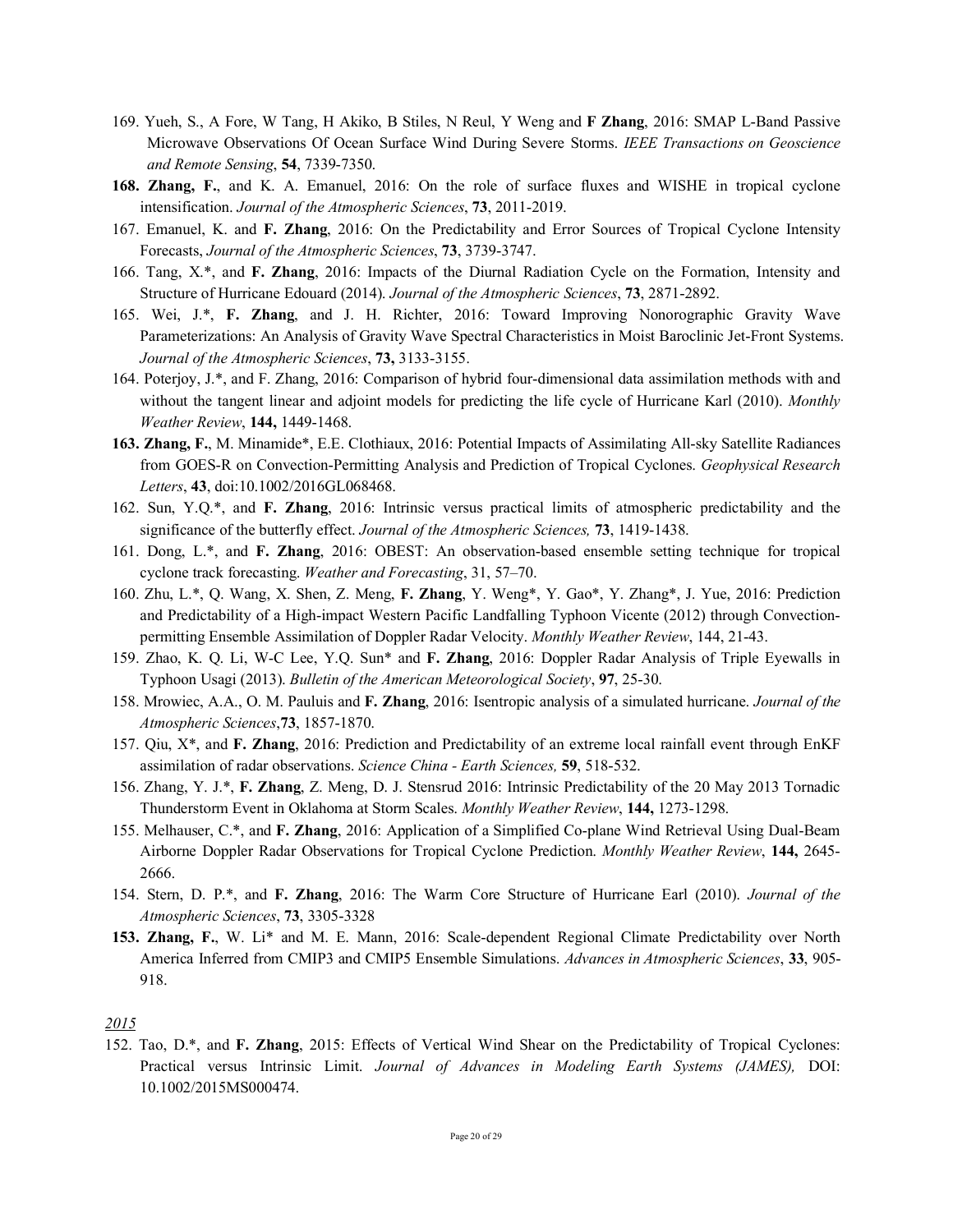169. Yueh, S., A Fore, W Tang, H Akiko, B Stiles, N Reul, Y Weng and **F Zhang**, 2016: SMAP L-Band Passive Microwave Observations Of Ocean Surface Wind During Severe Storms. *IEEE Transactions on Geoscience and Remote Sensing*, **54**, 7339-7350.

**168. Zhang, F.**, and K. A. Emanuel, 2016: On the role of surface fluxes and WISHE in tropical cyclone intensification. *Journal of the Atmospheric Sciences*, **73**, 2011-2019.

167. Emanuel, K. and **F. Zhang**, 2016: On the Predictability and Error Sources of Tropical Cyclone Intensity Forecasts, *Journal of the Atmospheric Sciences*, **73**, 3739-3747.

166. Tang, X.*, and **F. Zhang**, 2016: Impacts of the Diurnal Radiation Cycle on the Formation, Intensity and Structure of Hurricane Edouard (2014). *Journal of the Atmospheric Sciences*, **73**, 2871-2892.

165. Wei, J.*, **F. Zhang**, and J. H. Richter, 2016: Toward Improving Nonorographic Gravity Wave Parameterizations: An Analysis of Gravity Wave Spectral Characteristics in Moist Baroclinic Jet-Front Systems. *Journal of the Atmospheric Sciences*, **73,** 3133-3155.

164. Poterjoy, J.*, and F. Zhang, 2016: Comparison of hybrid four-dimensional data assimilation methods with and without the tangent linear and adjoint models for predicting the life cycle of Hurricane Karl (2010). *Monthly Weather Review*, **144,** 1449-1468.

**163. Zhang, F.**, M. Minamide*, E.E. Clothiaux, 2016: Potential Impacts of Assimilating All-sky Satellite Radiances from GOES-R on Convection-Permitting Analysis and Prediction of Tropical Cyclones. *Geophysical Research Letters*, **43**, doi:10.1002/2016GL068468.

162. Sun, Y.Q.*, and **F. Zhang**, 2016: Intrinsic versus practical limits of atmospheric predictability and the significance of the butterfly effect. *Journal of the Atmospheric Sciences,* **73**, 1419-1438.

161. Dong, L.*, and **F. Zhang**, 2016: OBEST: An observation-based ensemble setting technique for tropical cyclone track forecasting. *Weather and Forecasting*, 31, 57–70.

160. Zhu, L.*, Q. Wang, X. Shen, Z. Meng, **F. Zhang**, Y. Weng*, Y. Gao*, Y. Zhang*, J. Yue, 2016: Prediction and Predictability of a High-impact Western Pacific Landfalling Typhoon Vicente (2012) through Convection-permitting Ensemble Assimilation of Doppler Radar Velocity. *Monthly Weather Review*, 144, 21-43.

159. Zhao, K. Q. Li, W-C Lee, Y.Q. Sun* and **F. Zhang**, 2016: Doppler Radar Analysis of Triple Eyewalls in Typhoon Usagi (2013). *Bulletin of the American Meteorological Society*, **97**, 25-30.

158. Mrowiec, A.A., O. M. Pauluis and **F. Zhang**, 2016: Isentropic analysis of a simulated hurricane. *Journal of the Atmospheric Sciences*,**73**, 1857-1870.

157. Qiu, X*, and **F. Zhang**, 2016: Prediction and Predictability of an extreme local rainfall event through EnKF assimilation of radar observations. *Science China - Earth Sciences,* **59**, 518-532.

156. Zhang, Y. J.*, **F. Zhang**, Z. Meng, D. J. Stensrud 2016: Intrinsic Predictability of the 20 May 2013 Tornadic Thunderstorm Event in Oklahoma at Storm Scales. *Monthly Weather Review*, **144,** 1273-1298.

155. Melhauser, C.*, and **F. Zhang**, 2016: Application of a Simplified Co-plane Wind Retrieval Using Dual-Beam Airborne Doppler Radar Observations for Tropical Cyclone Prediction. *Monthly Weather Review*, **144,** 2645-2666.

154. Stern, D. P.*, and **F. Zhang**, 2016: The Warm Core Structure of Hurricane Earl (2010). *Journal of the Atmospheric Sciences*, **73**, 3305-3328

**153. Zhang, F.**, W. Li* and M. E. Mann, 2016: Scale-dependent Regional Climate Predictability over North America Inferred from CMIP3 and CMIP5 Ensemble Simulations. *Advances in Atmospheric Sciences*, **33**, 905-918.

*2015*

152. Tao, D.*, and **F. Zhang**, 2015: Effects of Vertical Wind Shear on the Predictability of Tropical Cyclones: Practical versus Intrinsic Limit. *Journal of Advances in Modeling Earth Systems (JAMES),* DOI: 10.1002/2015MS000474.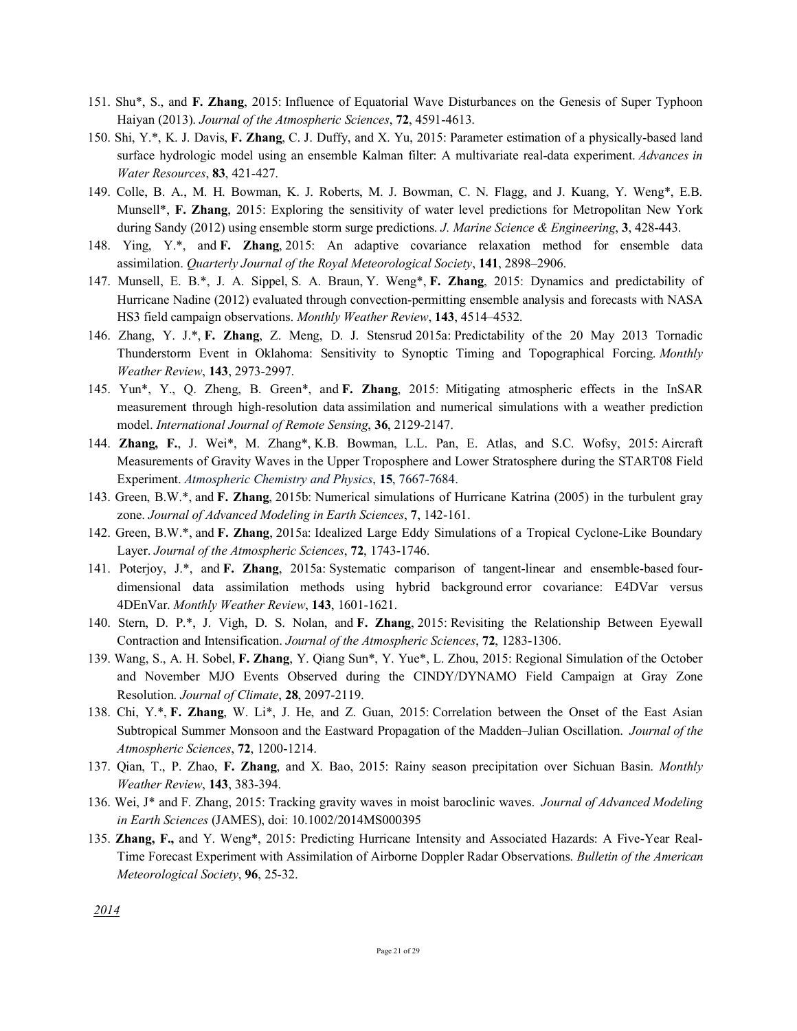151. Shu*, S., and **F. Zhang**, 2015: Influence of Equatorial Wave Disturbances on the Genesis of Super Typhoon Haiyan (2013). *Journal of the Atmospheric Sciences*, **72**, 4591-4613.
150. Shi, Y.*, K. J. Davis, **F. Zhang**, C. J. Duffy, and X. Yu, 2015: Parameter estimation of a physically-based land surface hydrologic model using an ensemble Kalman filter: A multivariate real-data experiment. *Advances in Water Resources*, **83**, 421-427.
149. Colle, B. A., M. H. Bowman, K. J. Roberts, M. J. Bowman, C. N. Flagg, and J. Kuang, Y. Weng*, E.B. Munsell*, **F. Zhang**, 2015: Exploring the sensitivity of water level predictions for Metropolitan New York during Sandy (2012) using ensemble storm surge predictions. *J. Marine Science & Engineering*, **3**, 428-443.
148. Ying, Y.*, and **F. Zhang**, 2015: An adaptive covariance relaxation method for ensemble data assimilation. *Quarterly Journal of the Royal Meteorological Society*, **141**, 2898–2906.
147. Munsell, E. B.*, J. A. Sippel, S. A. Braun, Y. Weng*, **F. Zhang**, 2015: Dynamics and predictability of Hurricane Nadine (2012) evaluated through convection-permitting ensemble analysis and forecasts with NASA HS3 field campaign observations. *Monthly Weather Review*, **143**, 4514–4532.
146. Zhang, Y. J.*, **F. Zhang**, Z. Meng, D. J. Stensrud 2015a: Predictability of the 20 May 2013 Tornadic Thunderstorm Event in Oklahoma: Sensitivity to Synoptic Timing and Topographical Forcing. *Monthly Weather Review*, **143**, 2973-2997.
145. Yun*, Y., Q. Zheng, B. Green*, and **F. Zhang**, 2015: Mitigating atmospheric effects in the InSAR measurement through high-resolution data assimilation and numerical simulations with a weather prediction model. *International Journal of Remote Sensing*, **36**, 2129-2147.
144. **Zhang, F.**, J. Wei*, M. Zhang*, K.B. Bowman, L.L. Pan, E. Atlas, and S.C. Wofsy, 2015: Aircraft Measurements of Gravity Waves in the Upper Troposphere and Lower Stratosphere during the START08 Field Experiment. *Atmospheric Chemistry and Physics*, **15**, 7667-7684.
143. Green, B.W.*, and **F. Zhang**, 2015b: Numerical simulations of Hurricane Katrina (2005) in the turbulent gray zone. *Journal of Advanced Modeling in Earth Sciences*, **7**, 142-161.
142. Green, B.W.*, and **F. Zhang**, 2015a: Idealized Large Eddy Simulations of a Tropical Cyclone-Like Boundary Layer. *Journal of the Atmospheric Sciences*, **72**, 1743-1746.
141. Poterjoy, J.*, and **F. Zhang**, 2015a: Systematic comparison of tangent-linear and ensemble-based four-dimensional data assimilation methods using hybrid background error covariance: E4DVar versus 4DEnVar. *Monthly Weather Review*, **143**, 1601-1621.
140. Stern, D. P.*, J. Vigh, D. S. Nolan, and **F. Zhang**, 2015: Revisiting the Relationship Between Eyewall Contraction and Intensification. *Journal of the Atmospheric Sciences*, **72**, 1283-1306.
139. Wang, S., A. H. Sobel, **F. Zhang**, Y. Qiang Sun*, Y. Yue*, L. Zhou, 2015: Regional Simulation of the October and November MJO Events Observed during the CINDY/DYNAMO Field Campaign at Gray Zone Resolution. *Journal of Climate*, **28**, 2097-2119.
138. Chi, Y.*, **F. Zhang**, W. Li*, J. He, and Z. Guan, 2015: Correlation between the Onset of the East Asian Subtropical Summer Monsoon and the Eastward Propagation of the Madden–Julian Oscillation. *Journal of the Atmospheric Sciences*, **72**, 1200-1214.
137. Qian, T., P. Zhao, **F. Zhang**, and X. Bao, 2015: Rainy season precipitation over Sichuan Basin. *Monthly Weather Review*, **143**, 383-394.
136. Wei, J* and F. Zhang, 2015: Tracking gravity waves in moist baroclinic waves. *Journal of Advanced Modeling in Earth Sciences* (JAMES), doi: 10.1002/2014MS000395
135. **Zhang, F.,** and Y. Weng*, 2015: Predicting Hurricane Intensity and Associated Hazards: A Five-Year Real-Time Forecast Experiment with Assimilation of Airborne Doppler Radar Observations. *Bulletin of the American Meteorological Society*, **96**, 25-32.

*2014*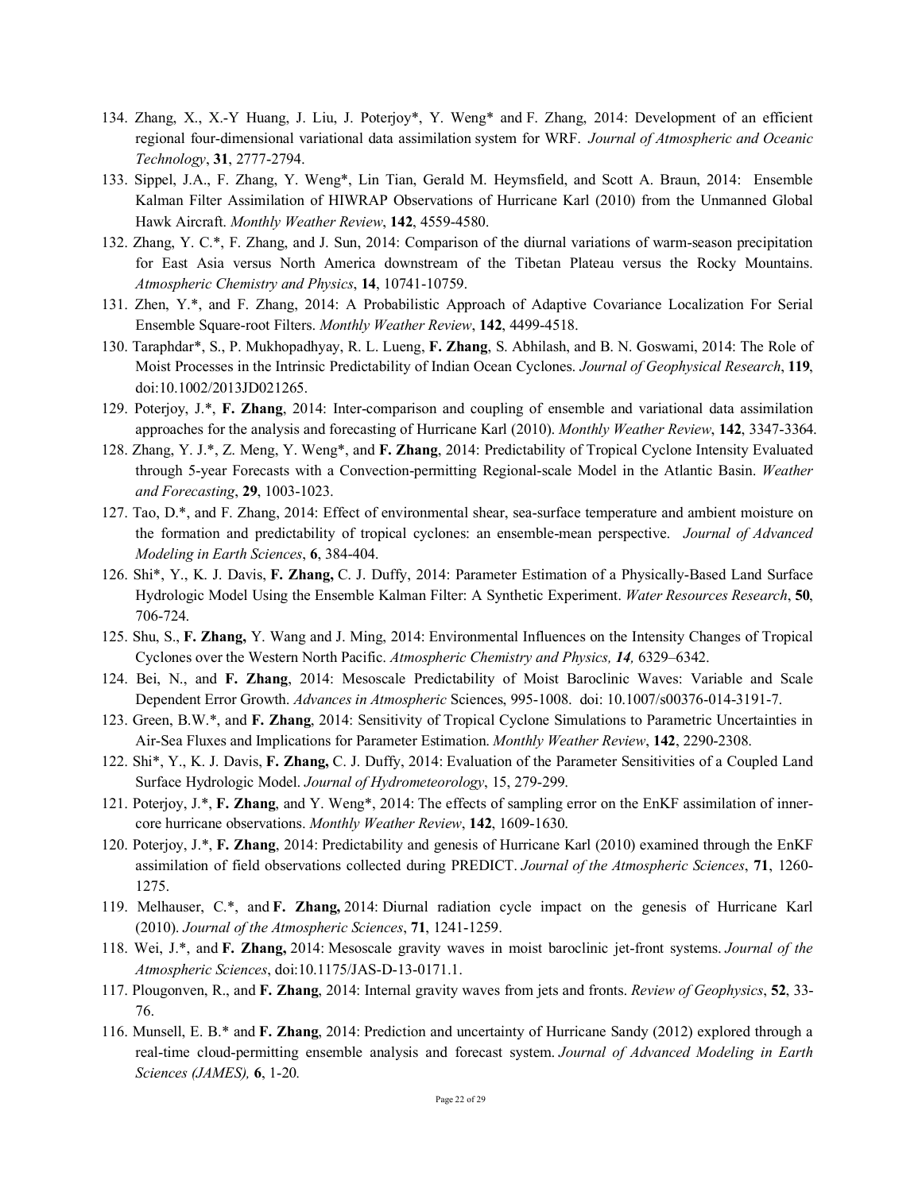134. Zhang, X., X.-Y Huang, J. Liu, J. Poterjoy*, Y. Weng* and F. Zhang, 2014: Development of an efficient regional four-dimensional variational data assimilation system for WRF. *Journal of Atmospheric and Oceanic Technology*, **31**, 2777-2794.

133. Sippel, J.A., F. Zhang, Y. Weng*, Lin Tian, Gerald M. Heymsfield, and Scott A. Braun, 2014: Ensemble Kalman Filter Assimilation of HIWRAP Observations of Hurricane Karl (2010) from the Unmanned Global Hawk Aircraft. *Monthly Weather Review*, **142**, 4559-4580.

132. Zhang, Y. C.*, F. Zhang, and J. Sun, 2014: Comparison of the diurnal variations of warm-season precipitation for East Asia versus North America downstream of the Tibetan Plateau versus the Rocky Mountains. *Atmospheric Chemistry and Physics*, **14**, 10741-10759.

131. Zhen, Y.*, and F. Zhang, 2014: A Probabilistic Approach of Adaptive Covariance Localization For Serial Ensemble Square-root Filters. *Monthly Weather Review*, **142**, 4499-4518.

130. Taraphdar*, S., P. Mukhopadhyay, R. L. Lueng, **F. Zhang**, S. Abhilash, and B. N. Goswami, 2014: The Role of Moist Processes in the Intrinsic Predictability of Indian Ocean Cyclones. *Journal of Geophysical Research*, **119**, doi:10.1002/2013JD021265.

129. Poterjoy, J.*, **F. Zhang**, 2014: Inter-comparison and coupling of ensemble and variational data assimilation approaches for the analysis and forecasting of Hurricane Karl (2010). *Monthly Weather Review*, **142**, 3347-3364.

128. Zhang, Y. J.*, Z. Meng, Y. Weng*, and **F. Zhang**, 2014: Predictability of Tropical Cyclone Intensity Evaluated through 5-year Forecasts with a Convection-permitting Regional-scale Model in the Atlantic Basin. *Weather and Forecasting*, **29**, 1003-1023.

127. Tao, D.*, and F. Zhang, 2014: Effect of environmental shear, sea-surface temperature and ambient moisture on the formation and predictability of tropical cyclones: an ensemble-mean perspective. *Journal of Advanced Modeling in Earth Sciences*, **6**, 384-404.

126. Shi*, Y., K. J. Davis, **F. Zhang,** C. J. Duffy, 2014: Parameter Estimation of a Physically-Based Land Surface Hydrologic Model Using the Ensemble Kalman Filter: A Synthetic Experiment. *Water Resources Research*, **50**, 706-724.

125. Shu, S., **F. Zhang,** Y. Wang and J. Ming, 2014: Environmental Influences on the Intensity Changes of Tropical Cyclones over the Western North Pacific. *Atmospheric Chemistry and Physics, **14**,* 6329–6342.

124. Bei, N., and **F. Zhang**, 2014: Mesoscale Predictability of Moist Baroclinic Waves: Variable and Scale Dependent Error Growth. *Advances in Atmospheric* Sciences, 995-1008. doi: 10.1007/s00376-014-3191-7.

123. Green, B.W.*, and **F. Zhang**, 2014: Sensitivity of Tropical Cyclone Simulations to Parametric Uncertainties in Air-Sea Fluxes and Implications for Parameter Estimation. *Monthly Weather Review*, **142**, 2290-2308.

122. Shi*, Y., K. J. Davis, **F. Zhang,** C. J. Duffy, 2014: Evaluation of the Parameter Sensitivities of a Coupled Land Surface Hydrologic Model. *Journal of Hydrometeorology*, 15, 279-299.

121. Poterjoy, J.*, **F. Zhang**, and Y. Weng*, 2014: The effects of sampling error on the EnKF assimilation of inner-core hurricane observations. *Monthly Weather Review*, **142**, 1609-1630.

120. Poterjoy, J.*, **F. Zhang**, 2014: Predictability and genesis of Hurricane Karl (2010) examined through the EnKF assimilation of field observations collected during PREDICT. *Journal of the Atmospheric Sciences*, **71**, 1260-1275.

119. Melhauser, C.*, and **F. Zhang,** 2014: Diurnal radiation cycle impact on the genesis of Hurricane Karl (2010). *Journal of the Atmospheric Sciences*, **71**, 1241-1259.

118. Wei, J.*, and **F. Zhang,** 2014: Mesoscale gravity waves in moist baroclinic jet-front systems. *Journal of the Atmospheric Sciences*, doi:10.1175/JAS-D-13-0171.1.

117. Plougonven, R., and **F. Zhang**, 2014: Internal gravity waves from jets and fronts. *Review of Geophysics*, **52**, 33-76.

116. Munsell, E. B.* and **F. Zhang**, 2014: Prediction and uncertainty of Hurricane Sandy (2012) explored through a real-time cloud-permitting ensemble analysis and forecast system. *Journal of Advanced Modeling in Earth Sciences (JAMES),* **6**, 1-20.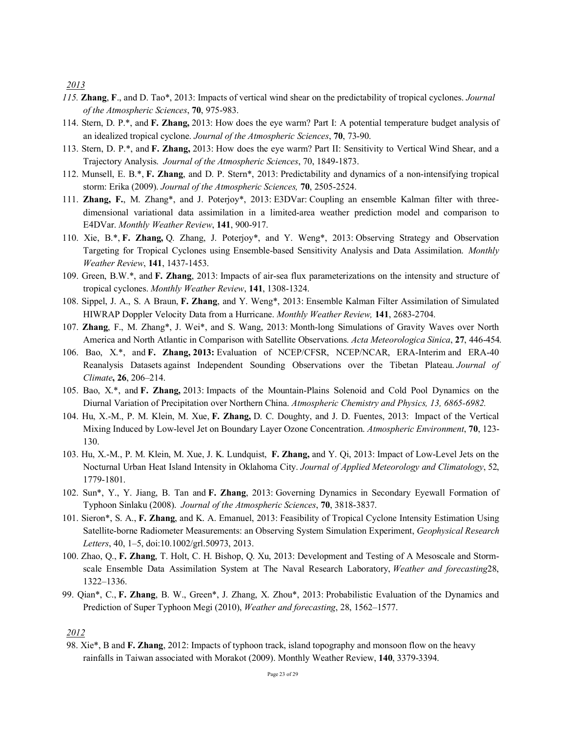*2013*

115. **Zhang**, **F**., and D. Tao*, 2013: Impacts of vertical wind shear on the predictability of tropical cyclones. *Journal of the Atmospheric Sciences*, **70**, 975-983.
114. Stern, D. P.*, and **F. Zhang,** 2013: How does the eye warm? Part I: A potential temperature budget analysis of an idealized tropical cyclone. *Journal of the Atmospheric Sciences*, **70**, 73-90.
113. Stern, D. P.*, and **F. Zhang,** 2013: How does the eye warm? Part II: Sensitivity to Vertical Wind Shear, and a Trajectory Analysis. *Journal of the Atmospheric Sciences*, 70, 1849-1873.
112. Munsell, E. B.*, **F. Zhang**, and D. P. Stern*, 2013: Predictability and dynamics of a non-intensifying tropical storm: Erika (2009). *Journal of the Atmospheric Sciences,* **70**, 2505-2524.
111. **Zhang, F.**, M. Zhang*, and J. Poterjoy*, 2013: E3DVar: Coupling an ensemble Kalman filter with three-dimensional variational data assimilation in a limited-area weather prediction model and comparison to E4DVar. *Monthly Weather Review*, **141**, 900-917.
110. Xie, B.*, **F. Zhang,** Q. Zhang, J. Poterjoy*, and Y. Weng*, 2013: Observing Strategy and Observation Targeting for Tropical Cyclones using Ensemble-based Sensitivity Analysis and Data Assimilation. *Monthly Weather Review*, **141**, 1437-1453.
109. Green, B.W.*, and **F. Zhang**, 2013: Impacts of air-sea flux parameterizations on the intensity and structure of tropical cyclones. *Monthly Weather Review*, **141**, 1308-1324.
108. Sippel, J. A., S. A Braun, **F. Zhang**, and Y. Weng*, 2013: Ensemble Kalman Filter Assimilation of Simulated HIWRAP Doppler Velocity Data from a Hurricane. *Monthly Weather Review,* **141**, 2683-2704.
107. **Zhang**, F., M. Zhang*, J. Wei*, and S. Wang, 2013: Month-long Simulations of Gravity Waves over North America and North Atlantic in Comparison with Satellite Observations. *Acta Meteorologica Sinica*, **27**, 446-454.
106. Bao, X.*, and **F. Zhang, 2013:** Evaluation of NCEP/CFSR, NCEP/NCAR, ERA-Interim and ERA-40 Reanalysis Datasets against Independent Sounding Observations over the Tibetan Plateau. *Journal of Climate***, 26**, 206–214.
105. Bao, X.*, and **F. Zhang,** 2013: Impacts of the Mountain-Plains Solenoid and Cold Pool Dynamics on the Diurnal Variation of Precipitation over Northern China. *Atmospheric Chemistry and Physics, 13, 6865-6982.*
104. Hu, X.-M., P. M. Klein, M. Xue, **F. Zhang,** D. C. Doughty, and J. D. Fuentes, 2013: Impact of the Vertical Mixing Induced by Low-level Jet on Boundary Layer Ozone Concentration. *Atmospheric Environment*, **70**, 123-130.
103. Hu, X.-M., P. M. Klein, M. Xue, J. K. Lundquist, **F. Zhang,** and Y. Qi, 2013: Impact of Low-Level Jets on the Nocturnal Urban Heat Island Intensity in Oklahoma City. *Journal of Applied Meteorology and Climatology*, 52, 1779-1801.
102. Sun*, Y., Y. Jiang, B. Tan and **F. Zhang**, 2013: Governing Dynamics in Secondary Eyewall Formation of Typhoon Sinlaku (2008). *Journal of the Atmospheric Sciences*, **70**, 3818-3837.
101. Sieron*, S. A., **F. Zhang**, and K. A. Emanuel, 2013: Feasibility of Tropical Cyclone Intensity Estimation Using Satellite-borne Radiometer Measurements: an Observing System Simulation Experiment, *Geophysical Research Letters*, 40, 1–5, doi:10.1002/grl.50973, 2013.
100. Zhao, Q., **F. Zhang**, T. Holt, C. H. Bishop, Q. Xu, 2013: Development and Testing of A Mesoscale and Storm-scale Ensemble Data Assimilation System at The Naval Research Laboratory, *Weather and forecasting*28, 1322–1336.
99. Qian*, C., **F. Zhang**, B. W., Green*, J. Zhang, X. Zhou*, 2013: Probabilistic Evaluation of the Dynamics and Prediction of Super Typhoon Megi (2010), *Weather and forecasting*, 28, 1562–1577.

*2012*

98. Xie*, B and **F. Zhang**, 2012: Impacts of typhoon track, island topography and monsoon flow on the heavy rainfalls in Taiwan associated with Morakot (2009). Monthly Weather Review, **140**, 3379-3394.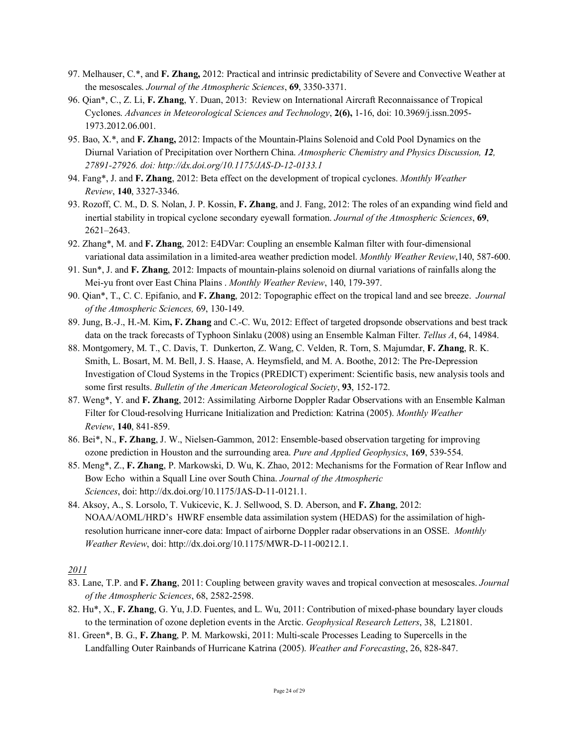97. Melhauser, C.*, and **F. Zhang,** 2012: Practical and intrinsic predictability of Severe and Convective Weather at the mesoscales. *Journal of the Atmospheric Sciences*, **69**, 3350-3371.
96. Qian*, C., Z. Li, **F. Zhang**, Y. Duan, 2013: Review on International Aircraft Reconnaissance of Tropical Cyclones. *Advances in Meteorological Sciences and Technology*, **2(6),** 1-16, doi: 10.3969/j.issn.2095-1973.2012.06.001.
95. Bao, X.*, and **F. Zhang,** 2012: Impacts of the Mountain-Plains Solenoid and Cold Pool Dynamics on the Diurnal Variation of Precipitation over Northern China. *Atmospheric Chemistry and Physics Discussion, **12**, 27891-27926. doi: http://dx.doi.org/10.1175/JAS-D-12-0133.1*
94. Fang*, J. and **F. Zhang**, 2012: Beta effect on the development of tropical cyclones. *Monthly Weather Review*, **140**, 3327-3346.
93. Rozoff, C. M., D. S. Nolan, J. P. Kossin, **F. Zhang**, and J. Fang, 2012: The roles of an expanding wind field and inertial stability in tropical cyclone secondary eyewall formation. *Journal of the Atmospheric Sciences*, **69**, 2621–2643.
92. Zhang*, M. and **F. Zhang**, 2012: E4DVar: Coupling an ensemble Kalman filter with four-dimensional variational data assimilation in a limited-area weather prediction model. *Monthly Weather Review*,140, 587-600.
91. Sun*, J. and **F. Zhang**, 2012: Impacts of mountain-plains solenoid on diurnal variations of rainfalls along the Mei-yu front over East China Plains . *Monthly Weather Review*, 140, 179-397.
90. Qian*, T., C. C. Epifanio, and **F. Zhang**, 2012: Topographic effect on the tropical land and see breeze. *Journal of the Atmospheric Sciences,* 69, 130-149.
89. Jung, B.-J., H.-M. Kim**, F. Zhang** and C.-C. Wu, 2012: Effect of targeted dropsonde observations and best track data on the track forecasts of Typhoon Sinlaku (2008) using an Ensemble Kalman Filter. *Tellus A*, 64, 14984.
88. Montgomery, M. T., C. Davis, T. Dunkerton, Z. Wang, C. Velden, R. Torn, S. Majumdar, **F. Zhang**, R. K. Smith, L. Bosart, M. M. Bell, J. S. Haase, A. Heymsfield, and M. A. Boothe, 2012: The Pre-Depression Investigation of Cloud Systems in the Tropics (PREDICT) experiment: Scientific basis, new analysis tools and some first results. *Bulletin of the American Meteorological Society*, **93**, 152-172.
87. Weng*, Y. and **F. Zhang**, 2012: Assimilating Airborne Doppler Radar Observations with an Ensemble Kalman Filter for Cloud-resolving Hurricane Initialization and Prediction: Katrina (2005). *Monthly Weather Review*, **140**, 841-859.
86. Bei*, N., **F. Zhang**, J. W., Nielsen-Gammon, 2012: Ensemble-based observation targeting for improving ozone prediction in Houston and the surrounding area. *Pure and Applied Geophysics*, **169**, 539-554.
85. Meng*, Z., **F. Zhang**, P. Markowski, D. Wu, K. Zhao, 2012: Mechanisms for the Formation of Rear Inflow and Bow Echo within a Squall Line over South China. *Journal of the Atmospheric Sciences*, doi: http://dx.doi.org/10.1175/JAS-D-11-0121.1.
84. Aksoy, A., S. Lorsolo, T. Vukicevic, K. J. Sellwood, S. D. Aberson, and **F. Zhang**, 2012: NOAA/AOML/HRD's HWRF ensemble data assimilation system (HEDAS) for the assimilation of high-resolution hurricane inner-core data: Impact of airborne Doppler radar observations in an OSSE. *Monthly Weather Review*, doi: http://dx.doi.org/10.1175/MWR-D-11-00212.1.

*2011*

83. Lane, T.P. and **F. Zhang**, 2011: Coupling between gravity waves and tropical convection at mesoscales. *Journal of the Atmospheric Sciences*, 68, 2582-2598.
82. Hu*, X., **F. Zhang**, G. Yu, J.D. Fuentes, and L. Wu, 2011: Contribution of mixed-phase boundary layer clouds to the termination of ozone depletion events in the Arctic. *Geophysical Research Letters*, 38, L21801.
81. Green*, B. G., **F. Zhang**, P. M. Markowski, 2011: Multi-scale Processes Leading to Supercells in the Landfalling Outer Rainbands of Hurricane Katrina (2005). *Weather and Forecasting*, 26, 828-847.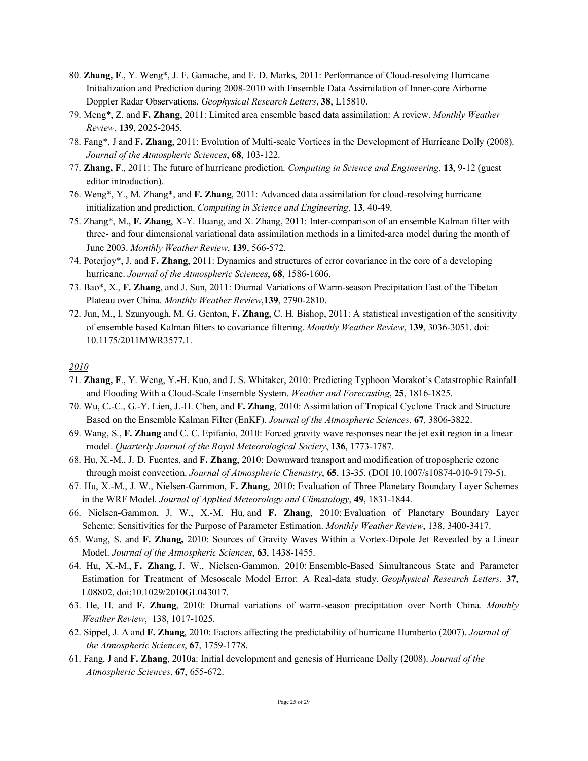80. **Zhang, F**., Y. Weng*, J. F. Gamache, and F. D. Marks, 2011: Performance of Cloud-resolving Hurricane Initialization and Prediction during 2008-2010 with Ensemble Data Assimilation of Inner-core Airborne Doppler Radar Observations. *Geophysical Research Letters*, **38**, L15810.
79. Meng*, Z. and **F. Zhang**, 2011: Limited area ensemble based data assimilation: A review. *Monthly Weather Review*, **139**, 2025-2045.
78. Fang*, J and **F. Zhang**, 2011: Evolution of Multi-scale Vortices in the Development of Hurricane Dolly (2008). *Journal of the Atmospheric Sciences*, **68**, 103-122.
77. **Zhang, F**., 2011: The future of hurricane prediction. *Computing in Science and Engineering*, **13**, 9-12 (guest editor introduction).
76. Weng*, Y., M. Zhang*, and **F. Zhang**, 2011: Advanced data assimilation for cloud-resolving hurricane initialization and prediction. *Computing in Science and Engineering*, **13**, 40-49.
75. Zhang*, M., **F. Zhang**, X-Y. Huang, and X. Zhang, 2011: Inter-comparison of an ensemble Kalman filter with three- and four dimensional variational data assimilation methods in a limited-area model during the month of June 2003. *Monthly Weather Review*, **139**, 566-572.
74. Poterjoy*, J. and **F. Zhang**, 2011: Dynamics and structures of error covariance in the core of a developing hurricane. *Journal of the Atmospheric Sciences*, **68**, 1586-1606.
73. Bao*, X., **F. Zhang**, and J. Sun, 2011: Diurnal Variations of Warm-season Precipitation East of the Tibetan Plateau over China. *Monthly Weather Review*,**139**, 2790-2810.
72. Jun, M., I. Szunyough, M. G. Genton, **F. Zhang**, C. H. Bishop, 2011: A statistical investigation of the sensitivity of ensemble based Kalman filters to covariance filtering. *Monthly Weather Review*, 1**39**, 3036-3051. doi: 10.1175/2011MWR3577.1.

*2010*

71. **Zhang, F**., Y. Weng, Y.-H. Kuo, and J. S. Whitaker, 2010: Predicting Typhoon Morakot's Catastrophic Rainfall and Flooding With a Cloud-Scale Ensemble System. *Weather and Forecasting*, **25**, 1816-1825.
70. Wu, C.-C., G.-Y. Lien, J.-H. Chen, and **F. Zhang**, 2010: Assimilation of Tropical Cyclone Track and Structure Based on the Ensemble Kalman Filter (EnKF). *Journal of the Atmospheric Sciences*, **67**, 3806-3822.
69. Wang, S., **F. Zhang** and C. C. Epifanio, 2010: Forced gravity wave responses near the jet exit region in a linear model. *Quarterly Journal of the Royal Meteorological Society*, **136**, 1773-1787.
68. Hu, X.-M., J. D. Fuentes, and **F. Zhang**, 2010: Downward transport and modification of tropospheric ozone through moist convection. *Journal of Atmospheric Chemistry*, **65**, 13-35. (DOI 10.1007/s10874-010-9179-5).
67. Hu, X.-M., J. W., Nielsen-Gammon, **F. Zhang**, 2010: Evaluation of Three Planetary Boundary Layer Schemes in the WRF Model. *Journal of Applied Meteorology and Climatology*, **49**, 1831-1844.
66. Nielsen-Gammon, J. W., X.-M. Hu, and **F. Zhang**, 2010: Evaluation of Planetary Boundary Layer Scheme: Sensitivities for the Purpose of Parameter Estimation. *Monthly Weather Review*, 138, 3400-3417.
65. Wang, S. and **F. Zhang,** 2010: Sources of Gravity Waves Within a Vortex-Dipole Jet Revealed by a Linear Model. *Journal of the Atmospheric Sciences*, **63**, 1438-1455.
64. Hu, X.-M., **F. Zhang**, J. W., Nielsen-Gammon, 2010: Ensemble-Based Simultaneous State and Parameter Estimation for Treatment of Mesoscale Model Error: A Real-data study. *Geophysical Research Letters*, **37**, L08802, doi:10.1029/2010GL043017.
63. He, H. and **F. Zhang**, 2010: Diurnal variations of warm-season precipitation over North China. *Monthly Weather Review*, 138, 1017-1025.
62. Sippel, J. A and **F. Zhang**, 2010: Factors affecting the predictability of hurricane Humberto (2007). *Journal of the Atmospheric Sciences*, **67**, 1759-1778.
61. Fang, J and **F. Zhang**, 2010a: Initial development and genesis of Hurricane Dolly (2008). *Journal of the Atmospheric Sciences*, **67**, 655-672.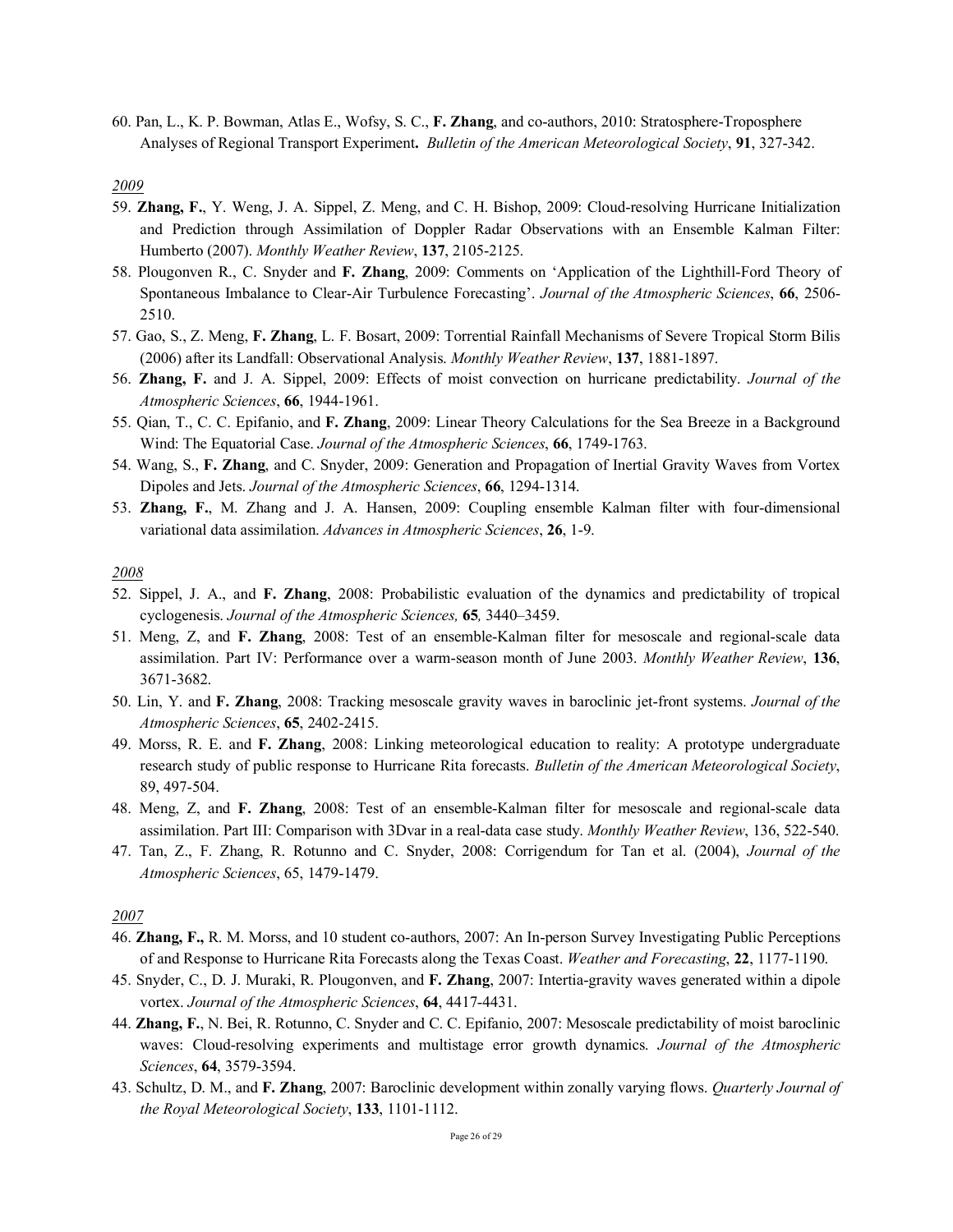60. Pan, L., K. P. Bowman, Atlas E., Wofsy, S. C., **F. Zhang**, and co-authors, 2010: Stratosphere-Troposphere Analyses of Regional Transport Experiment**.** *Bulletin of the American Meteorological Society*, **91**, 327-342.

*2009*

59. **Zhang, F.**, Y. Weng, J. A. Sippel, Z. Meng, and C. H. Bishop, 2009: Cloud-resolving Hurricane Initialization and Prediction through Assimilation of Doppler Radar Observations with an Ensemble Kalman Filter: Humberto (2007). *Monthly Weather Review*, **137**, 2105-2125.
58. Plougonven R., C. Snyder and **F. Zhang**, 2009: Comments on 'Application of the Lighthill-Ford Theory of Spontaneous Imbalance to Clear-Air Turbulence Forecasting'. *Journal of the Atmospheric Sciences*, **66**, 2506-2510.
57. Gao, S., Z. Meng, **F. Zhang**, L. F. Bosart, 2009: Torrential Rainfall Mechanisms of Severe Tropical Storm Bilis (2006) after its Landfall: Observational Analysis. *Monthly Weather Review*, **137**, 1881-1897.
56. **Zhang, F.** and J. A. Sippel, 2009: Effects of moist convection on hurricane predictability. *Journal of the Atmospheric Sciences*, **66**, 1944-1961.
55. Qian, T., C. C. Epifanio, and **F. Zhang**, 2009: Linear Theory Calculations for the Sea Breeze in a Background Wind: The Equatorial Case. *Journal of the Atmospheric Sciences*, **66**, 1749-1763.
54. Wang, S., **F. Zhang**, and C. Snyder, 2009: Generation and Propagation of Inertial Gravity Waves from Vortex Dipoles and Jets. *Journal of the Atmospheric Sciences*, **66**, 1294-1314.
53. **Zhang, F.**, M. Zhang and J. A. Hansen, 2009: Coupling ensemble Kalman filter with four-dimensional variational data assimilation. *Advances in Atmospheric Sciences*, **26**, 1-9.

*2008*

52. Sippel, J. A., and **F. Zhang**, 2008: Probabilistic evaluation of the dynamics and predictability of tropical cyclogenesis. *Journal of the Atmospheric Sciences,* **65***,* 3440–3459.
51. Meng, Z, and **F. Zhang**, 2008: Test of an ensemble-Kalman filter for mesoscale and regional-scale data assimilation. Part IV: Performance over a warm-season month of June 2003. *Monthly Weather Review*, **136**, 3671-3682.
50. Lin, Y. and **F. Zhang**, 2008: Tracking mesoscale gravity waves in baroclinic jet-front systems. *Journal of the Atmospheric Sciences*, **65**, 2402-2415.
49. Morss, R. E. and **F. Zhang**, 2008: Linking meteorological education to reality: A prototype undergraduate research study of public response to Hurricane Rita forecasts. *Bulletin of the American Meteorological Society*, 89, 497-504.
48. Meng, Z, and **F. Zhang**, 2008: Test of an ensemble-Kalman filter for mesoscale and regional-scale data assimilation. Part III: Comparison with 3Dvar in a real-data case study. *Monthly Weather Review*, 136, 522-540.
47. Tan, Z., F. Zhang, R. Rotunno and C. Snyder, 2008: Corrigendum for Tan et al. (2004), *Journal of the Atmospheric Sciences*, 65, 1479-1479.

*2007*

46. **Zhang, F.,** R. M. Morss, and 10 student co-authors, 2007: An In-person Survey Investigating Public Perceptions of and Response to Hurricane Rita Forecasts along the Texas Coast. *Weather and Forecasting*, **22**, 1177-1190.
45. Snyder, C., D. J. Muraki, R. Plougonven, and **F. Zhang**, 2007: Intertia-gravity waves generated within a dipole vortex. *Journal of the Atmospheric Sciences*, **64**, 4417-4431.
44. **Zhang, F.**, N. Bei, R. Rotunno, C. Snyder and C. C. Epifanio, 2007: Mesoscale predictability of moist baroclinic waves: Cloud-resolving experiments and multistage error growth dynamics. *Journal of the Atmospheric Sciences*, **64**, 3579-3594.
43. Schultz, D. M., and **F. Zhang**, 2007: Baroclinic development within zonally varying flows. *Quarterly Journal of the Royal Meteorological Society*, **133**, 1101-1112.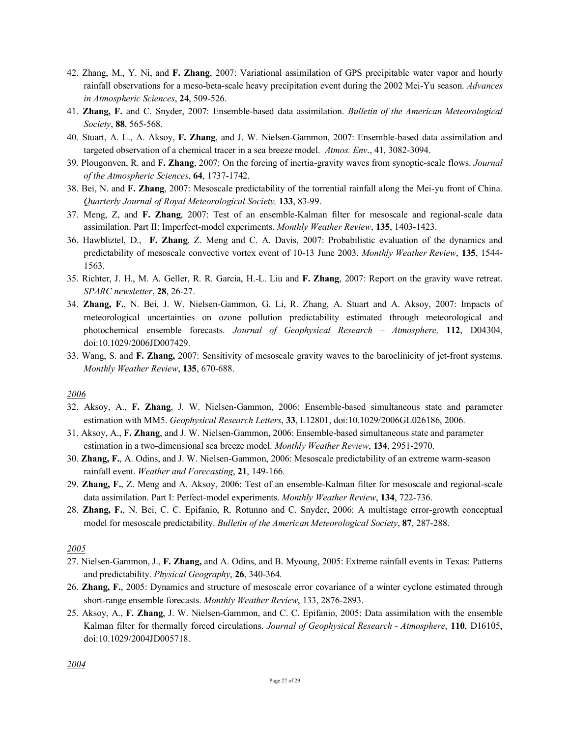42. Zhang, M., Y. Ni, and **F. Zhang**, 2007: Variational assimilation of GPS precipitable water vapor and hourly rainfall observations for a meso-beta-scale heavy precipitation event during the 2002 Mei-Yu season. *Advances in Atmospheric Sciences*, **24**, 509-526.
41. **Zhang, F.** and C. Snyder, 2007: Ensemble-based data assimilation. *Bulletin of the American Meteorological Society*, **88**, 565-568.
40. Stuart, A. L., A. Aksoy, **F. Zhang**, and J. W. Nielsen-Gammon, 2007: Ensemble-based data assimilation and targeted observation of a chemical tracer in a sea breeze model. *Atmos. Env*., 41, 3082-3094.
39. Plougonven, R. and **F. Zhang**, 2007: On the forcing of inertia-gravity waves from synoptic-scale flows. *Journal of the Atmospheric Sciences*, **64**, 1737-1742.
38. Bei, N. and **F. Zhang**, 2007: Mesoscale predictability of the torrential rainfall along the Mei-yu front of China. *Quarterly Journal of Royal Meteorological Society,* **133**, 83-99.
37. Meng, Z, and **F. Zhang**, 2007: Test of an ensemble-Kalman filter for mesoscale and regional-scale data assimilation. Part II: Imperfect-model experiments. *Monthly Weather Review*, **135**, 1403-1423.
36. Hawbliztel, D., **F. Zhang**, Z. Meng and C. A. Davis, 2007: Probabilistic evaluation of the dynamics and predictability of mesoscale convective vortex event of 10-13 June 2003. *Monthly Weather Review*, **135**, 1544-1563.
35. Richter, J. H., M. A. Geller, R. R. Garcia, H.-L. Liu and **F. Zhang**, 2007: Report on the gravity wave retreat. *SPARC newsletter*, **28**, 26-27.
34. **Zhang, F.**, N. Bei, J. W. Nielsen-Gammon, G. Li, R. Zhang, A. Stuart and A. Aksoy, 2007: Impacts of meteorological uncertainties on ozone pollution predictability estimated through meteorological and photochemical ensemble forecasts. *Journal of Geophysical Research – Atmosphere,* **112**, D04304, doi:10.1029/2006JD007429.
33. Wang, S. and **F. Zhang,** 2007: Sensitivity of mesoscale gravity waves to the baroclinicity of jet-front systems. *Monthly Weather Review*, **135**, 670-688.

*2006*

32. Aksoy, A., **F. Zhang**, J. W. Nielsen-Gammon, 2006: Ensemble-based simultaneous state and parameter estimation with MM5. *Geophysical Research Letters*, **33**, L12801, doi:10.1029/2006GL026186, 2006.
31. Aksoy, A., **F. Zhang**, and J. W. Nielsen-Gammon, 2006: Ensemble-based simultaneous state and parameter estimation in a two-dimensional sea breeze model. *Monthly Weather Review*, **134**, 2951-2970.
30. **Zhang, F.**, A. Odins, and J. W. Nielsen-Gammon, 2006: Mesoscale predictability of an extreme warm-season rainfall event. *Weather and Forecasting*, **21**, 149-166.
29. **Zhang, F.**, Z. Meng and A. Aksoy, 2006: Test of an ensemble-Kalman filter for mesoscale and regional-scale data assimilation. Part I: Perfect-model experiments. *Monthly Weather Review*, **134**, 722-736.
28. **Zhang, F.**, N. Bei, C. C. Epifanio, R. Rotunno and C. Snyder, 2006: A multistage error-growth conceptual model for mesoscale predictability. *Bulletin of the American Meteorological Society*, **87**, 287-288.

*2005*

27. Nielsen-Gammon, J., **F. Zhang,** and A. Odins, and B. Myoung, 2005: Extreme rainfall events in Texas: Patterns and predictability. *Physical Geography*, **26**, 340-364.
26. **Zhang, F.**, 2005: Dynamics and structure of mesoscale error covariance of a winter cyclone estimated through short-range ensemble forecasts. *Monthly Weather Review*, 133, 2876-2893.
25. Aksoy, A., **F. Zhang**, J. W. Nielsen-Gammon, and C. C. Epifanio, 2005: Data assimilation with the ensemble Kalman filter for thermally forced circulations. *Journal of Geophysical Research - Atmosphere*, **110**, D16105, doi:10.1029/2004JD005718.

*2004*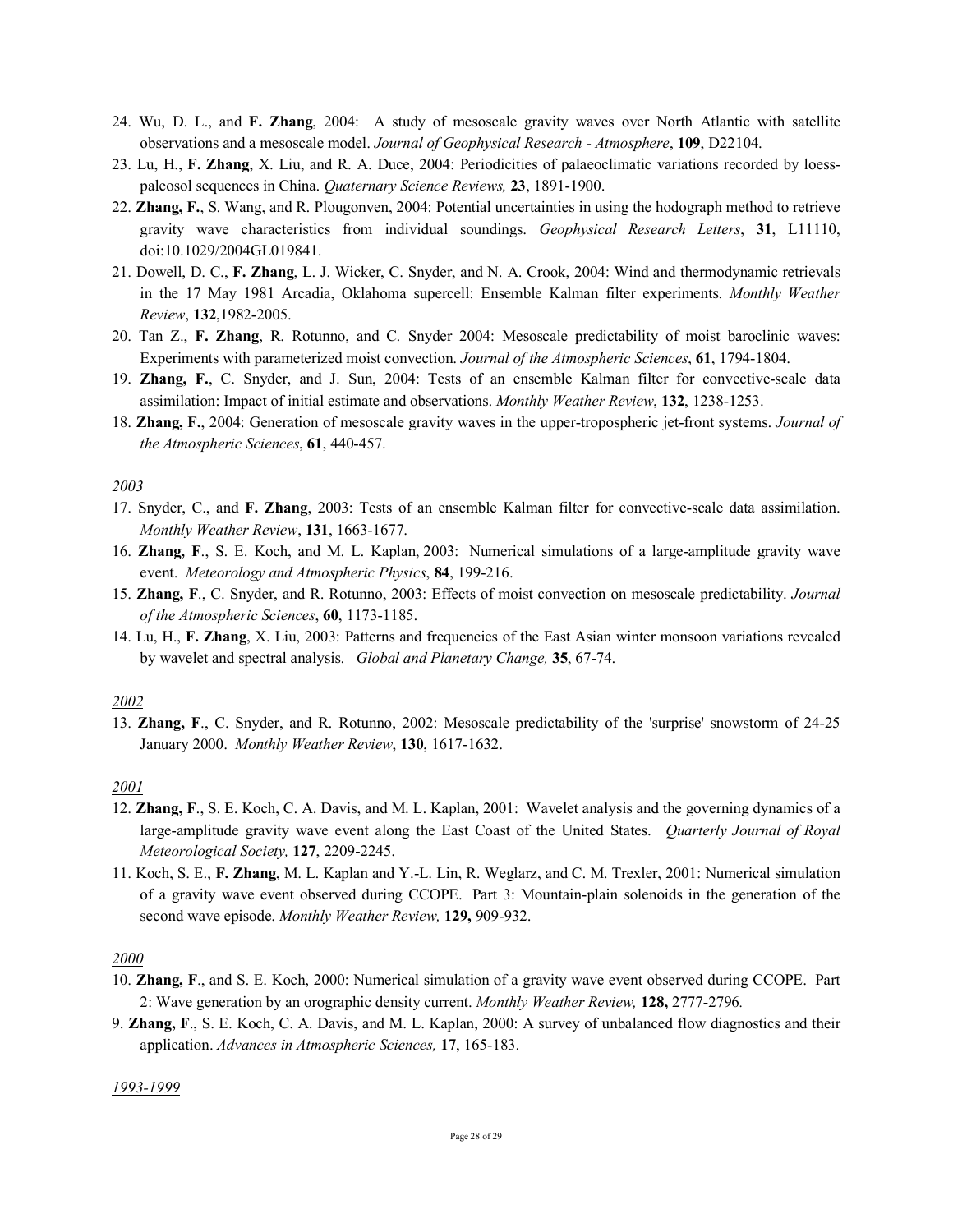24. Wu, D. L., and **F. Zhang**, 2004: A study of mesoscale gravity waves over North Atlantic with satellite observations and a mesoscale model. *Journal of Geophysical Research - Atmosphere*, **109**, D22104.
23. Lu, H., **F. Zhang**, X. Liu, and R. A. Duce, 2004: Periodicities of palaeoclimatic variations recorded by loess-paleosol sequences in China. *Quaternary Science Reviews,* **23**, 1891-1900.
22. **Zhang, F.**, S. Wang, and R. Plougonven, 2004: Potential uncertainties in using the hodograph method to retrieve gravity wave characteristics from individual soundings. *Geophysical Research Letters*, **31**, L11110, doi:10.1029/2004GL019841.
21. Dowell, D. C., **F. Zhang**, L. J. Wicker, C. Snyder, and N. A. Crook, 2004: Wind and thermodynamic retrievals in the 17 May 1981 Arcadia, Oklahoma supercell: Ensemble Kalman filter experiments. *Monthly Weather Review*, **132**,1982-2005.
20. Tan Z., **F. Zhang**, R. Rotunno, and C. Snyder 2004: Mesoscale predictability of moist baroclinic waves: Experiments with parameterized moist convection. *Journal of the Atmospheric Sciences*, **61**, 1794-1804.
19. **Zhang, F.**, C. Snyder, and J. Sun, 2004: Tests of an ensemble Kalman filter for convective-scale data assimilation: Impact of initial estimate and observations. *Monthly Weather Review*, **132**, 1238-1253.
18. **Zhang, F.**, 2004: Generation of mesoscale gravity waves in the upper-tropospheric jet-front systems. *Journal of the Atmospheric Sciences*, **61**, 440-457.

*2003*

17. Snyder, C., and **F. Zhang**, 2003: Tests of an ensemble Kalman filter for convective-scale data assimilation. *Monthly Weather Review*, **131**, 1663-1677.
16. **Zhang, F**., S. E. Koch, and M. L. Kaplan, 2003: Numerical simulations of a large-amplitude gravity wave event. *Meteorology and Atmospheric Physics*, **84**, 199-216.
15. **Zhang, F**., C. Snyder, and R. Rotunno, 2003: Effects of moist convection on mesoscale predictability. *Journal of the Atmospheric Sciences*, **60**, 1173-1185.
14. Lu, H., **F. Zhang**, X. Liu, 2003: Patterns and frequencies of the East Asian winter monsoon variations revealed by wavelet and spectral analysis. *Global and Planetary Change,* **35**, 67-74.

*2002*

13. **Zhang, F**., C. Snyder, and R. Rotunno, 2002: Mesoscale predictability of the 'surprise' snowstorm of 24-25 January 2000. *Monthly Weather Review*, **130**, 1617-1632.

*2001*

12. **Zhang, F**., S. E. Koch, C. A. Davis, and M. L. Kaplan, 2001: Wavelet analysis and the governing dynamics of a large-amplitude gravity wave event along the East Coast of the United States. *Quarterly Journal of Royal Meteorological Society,* **127**, 2209-2245.
11. Koch, S. E., **F. Zhang**, M. L. Kaplan and Y.-L. Lin, R. Weglarz, and C. M. Trexler, 2001: Numerical simulation of a gravity wave event observed during CCOPE. Part 3: Mountain-plain solenoids in the generation of the second wave episode. *Monthly Weather Review,* **129,** 909-932.

*2000*

10. **Zhang, F**., and S. E. Koch, 2000: Numerical simulation of a gravity wave event observed during CCOPE. Part 2: Wave generation by an orographic density current. *Monthly Weather Review,* **128,** 2777-2796.
9. **Zhang, F**., S. E. Koch, C. A. Davis, and M. L. Kaplan, 2000: A survey of unbalanced flow diagnostics and their application. *Advances in Atmospheric Sciences,* **17**, 165-183.

*1993-1999*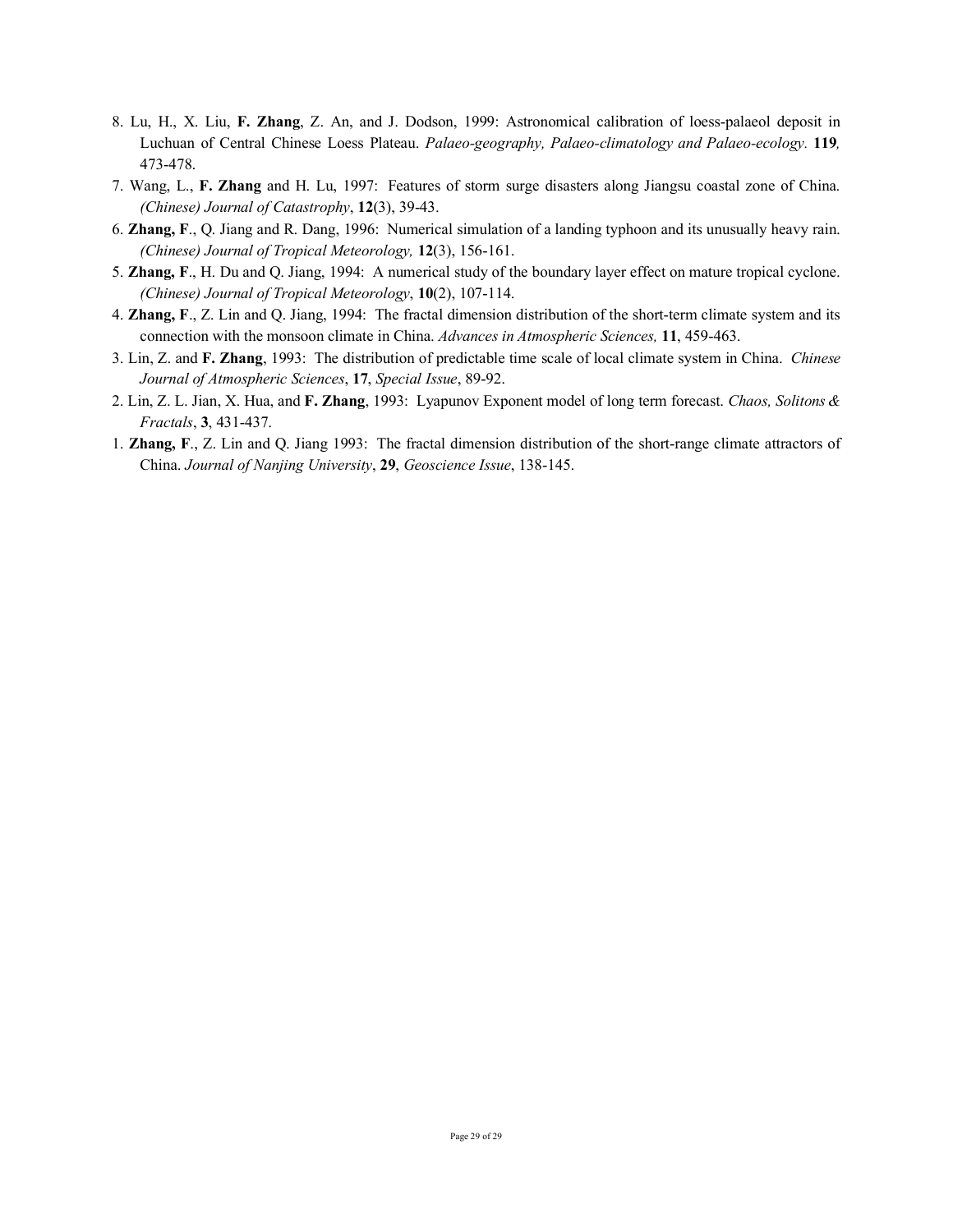8. Lu, H., X. Liu, **F. Zhang**, Z. An, and J. Dodson, 1999: Astronomical calibration of loess-palaeol deposit in Luchuan of Central Chinese Loess Plateau. *Palaeo-geography, Palaeo-climatology and Palaeo-ecology.* **119***,* 473-478.
7. Wang, L., **F. Zhang** and H. Lu, 1997: Features of storm surge disasters along Jiangsu coastal zone of China. *(Chinese) Journal of Catastrophy*, **12**(3), 39-43.
6. **Zhang, F**., Q. Jiang and R. Dang, 1996: Numerical simulation of a landing typhoon and its unusually heavy rain. *(Chinese) Journal of Tropical Meteorology,* **12**(3), 156-161.
5. **Zhang, F**., H. Du and Q. Jiang, 1994: A numerical study of the boundary layer effect on mature tropical cyclone. *(Chinese) Journal of Tropical Meteorology*, **10**(2), 107-114.
4. **Zhang, F**., Z. Lin and Q. Jiang, 1994: The fractal dimension distribution of the short-term climate system and its connection with the monsoon climate in China. *Advances in Atmospheric Sciences,* **11**, 459-463.
3. Lin, Z. and **F. Zhang**, 1993: The distribution of predictable time scale of local climate system in China. *Chinese Journal of Atmospheric Sciences*, **17**, *Special Issue*, 89-92.
2. Lin, Z. L. Jian, X. Hua, and **F. Zhang**, 1993: Lyapunov Exponent model of long term forecast. *Chaos, Solitons & Fractals*, **3**, 431-437.
1. **Zhang, F**., Z. Lin and Q. Jiang 1993: The fractal dimension distribution of the short-range climate attractors of China. *Journal of Nanjing University*, **29**, *Geoscience Issue*, 138-145.